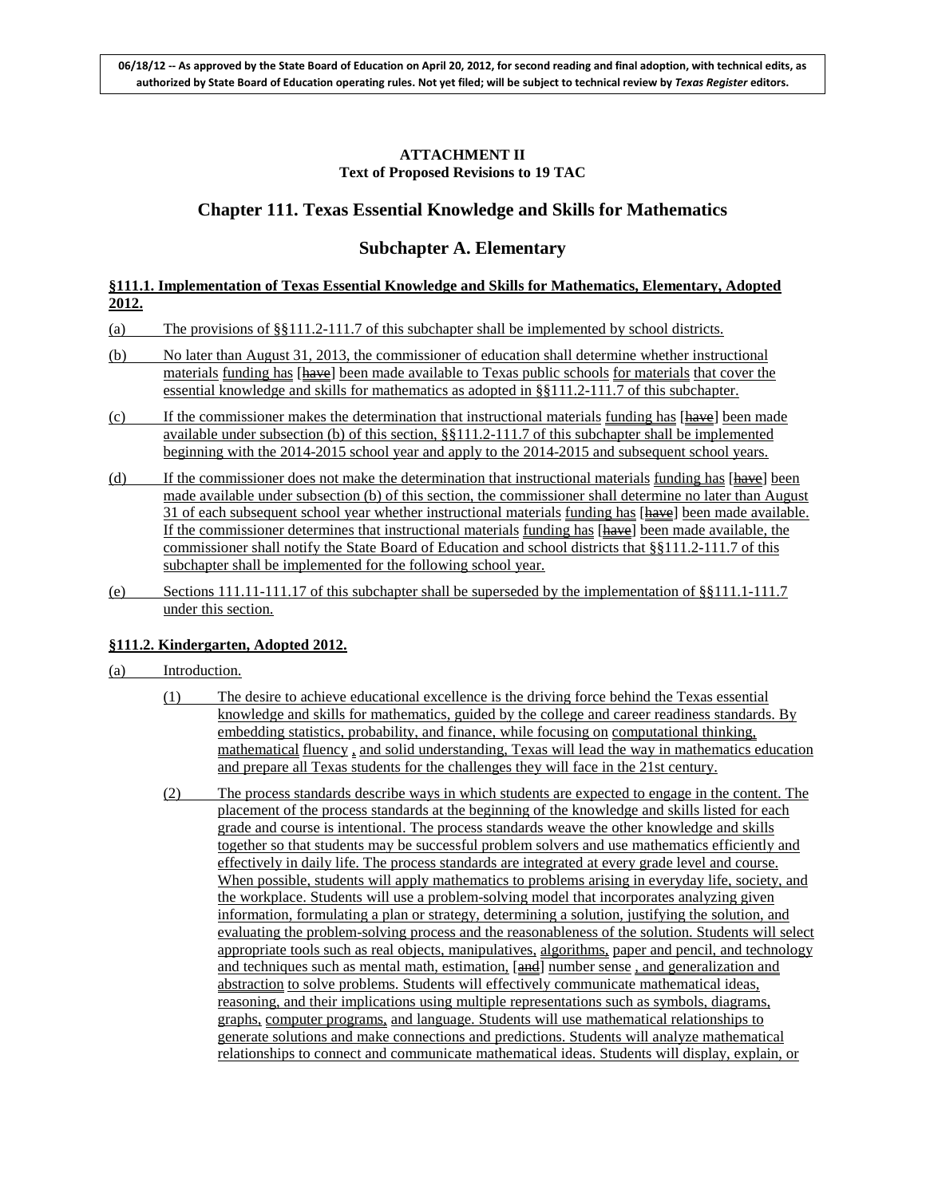06/18/12 -- As approved by the State Board of Education on April 20, 2012, for second reading and final adoption, with technical edits, as authorized by State Board of Education operating rules. Not yet filed; will be subject to technical review by *Texas Register* editors.

**ATTACHMENT II**
**Text of Proposed Revisions to 19 TAC**

## Chapter 111. Texas Essential Knowledge and Skills for Mathematics

## Subchapter A. Elementary

### §111.1. Implementation of Texas Essential Knowledge and Skills for Mathematics, Elementary, Adopted 2012.

(a) The provisions of §§111.2-111.7 of this subchapter shall be implemented by school districts.

(b) No later than August 31, 2013, the commissioner of education shall determine whether instructional materials funding has [~~have~~] been made available to Texas public schools for materials that cover the essential knowledge and skills for mathematics as adopted in §§111.2-111.7 of this subchapter.

(c) If the commissioner makes the determination that instructional materials funding has [~~have~~] been made available under subsection (b) of this section, §§111.2-111.7 of this subchapter shall be implemented beginning with the 2014-2015 school year and apply to the 2014-2015 and subsequent school years.

(d) If the commissioner does not make the determination that instructional materials funding has [~~have~~] been made available under subsection (b) of this section, the commissioner shall determine no later than August 31 of each subsequent school year whether instructional materials funding has [~~have~~] been made available. If the commissioner determines that instructional materials funding has [~~have~~] been made available, the commissioner shall notify the State Board of Education and school districts that §§111.2-111.7 of this subchapter shall be implemented for the following school year.

(e) Sections 111.11-111.17 of this subchapter shall be superseded by the implementation of §§111.1-111.7 under this section.

### §111.2. Kindergarten, Adopted 2012.

(a) Introduction.

(1) The desire to achieve educational excellence is the driving force behind the Texas essential knowledge and skills for mathematics, guided by the college and career readiness standards. By embedding statistics, probability, and finance, while focusing on computational thinking, mathematical fluency , and solid understanding, Texas will lead the way in mathematics education and prepare all Texas students for the challenges they will face in the 21st century.

(2) The process standards describe ways in which students are expected to engage in the content. The placement of the process standards at the beginning of the knowledge and skills listed for each grade and course is intentional. The process standards weave the other knowledge and skills together so that students may be successful problem solvers and use mathematics efficiently and effectively in daily life. The process standards are integrated at every grade level and course. When possible, students will apply mathematics to problems arising in everyday life, society, and the workplace. Students will use a problem-solving model that incorporates analyzing given information, formulating a plan or strategy, determining a solution, justifying the solution, and evaluating the problem-solving process and the reasonableness of the solution. Students will select appropriate tools such as real objects, manipulatives, algorithms, paper and pencil, and technology and techniques such as mental math, estimation, [~~and~~] number sense , and generalization and abstraction to solve problems. Students will effectively communicate mathematical ideas, reasoning, and their implications using multiple representations such as symbols, diagrams, graphs, computer programs, and language. Students will use mathematical relationships to generate solutions and make connections and predictions. Students will analyze mathematical relationships to connect and communicate mathematical ideas. Students will display, explain, or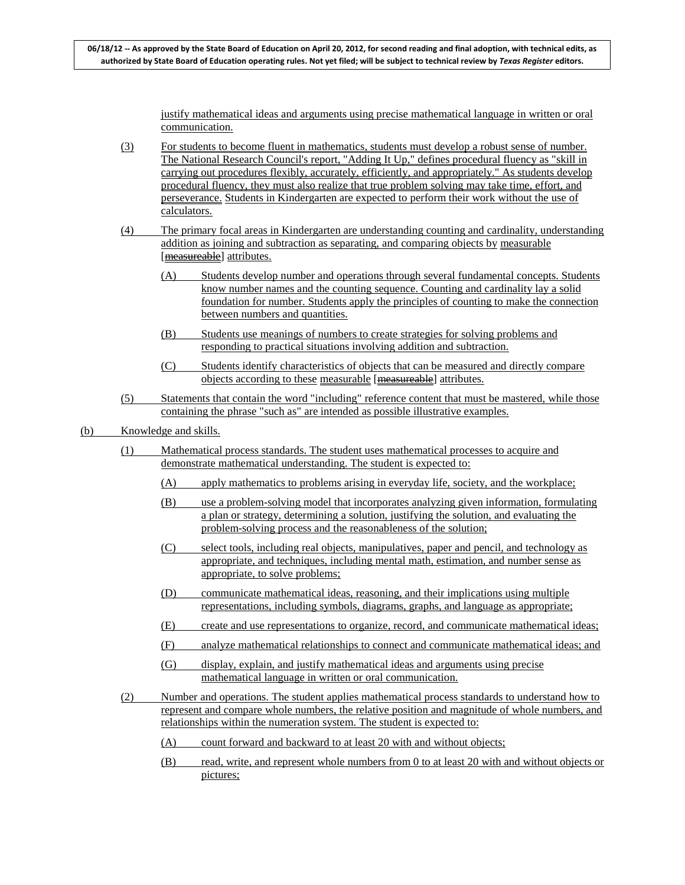justify mathematical ideas and arguments using precise mathematical language in written or oral communication.

(3) For students to become fluent in mathematics, students must develop a robust sense of number. The National Research Council's report, "Adding It Up," defines procedural fluency as "skill in carrying out procedures flexibly, accurately, efficiently, and appropriately." As students develop procedural fluency, they must also realize that true problem solving may take time, effort, and perseverance. Students in Kindergarten are expected to perform their work without the use of calculators.

(4) The primary focal areas in Kindergarten are understanding counting and cardinality, understanding addition as joining and subtraction as separating, and comparing objects by measurable [~~measureable~~] attributes.

(A) Students develop number and operations through several fundamental concepts. Students know number names and the counting sequence. Counting and cardinality lay a solid foundation for number. Students apply the principles of counting to make the connection between numbers and quantities.

(B) Students use meanings of numbers to create strategies for solving problems and responding to practical situations involving addition and subtraction.

(C) Students identify characteristics of objects that can be measured and directly compare objects according to these measurable [~~measureable~~] attributes.

(5) Statements that contain the word "including" reference content that must be mastered, while those containing the phrase "such as" are intended as possible illustrative examples.

(b) Knowledge and skills.

(1) Mathematical process standards. The student uses mathematical processes to acquire and demonstrate mathematical understanding. The student is expected to:

(A) apply mathematics to problems arising in everyday life, society, and the workplace;

(B) use a problem-solving model that incorporates analyzing given information, formulating a plan or strategy, determining a solution, justifying the solution, and evaluating the problem-solving process and the reasonableness of the solution;

(C) select tools, including real objects, manipulatives, paper and pencil, and technology as appropriate, and techniques, including mental math, estimation, and number sense as appropriate, to solve problems;

(D) communicate mathematical ideas, reasoning, and their implications using multiple representations, including symbols, diagrams, graphs, and language as appropriate;

(E) create and use representations to organize, record, and communicate mathematical ideas;

(F) analyze mathematical relationships to connect and communicate mathematical ideas; and

(G) display, explain, and justify mathematical ideas and arguments using precise mathematical language in written or oral communication.

(2) Number and operations. The student applies mathematical process standards to understand how to represent and compare whole numbers, the relative position and magnitude of whole numbers, and relationships within the numeration system. The student is expected to:

(A) count forward and backward to at least 20 with and without objects;

(B) read, write, and represent whole numbers from 0 to at least 20 with and without objects or pictures;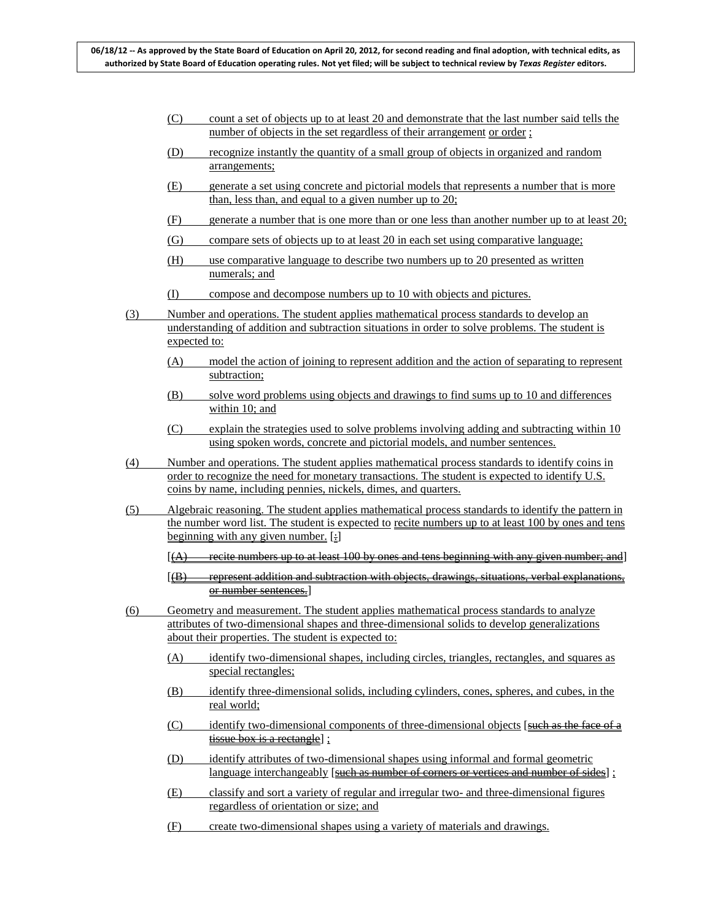(C) count a set of objects up to at least 20 and demonstrate that the last number said tells the number of objects in the set regardless of their arrangement or order ;

(D) recognize instantly the quantity of a small group of objects in organized and random arrangements;

(E) generate a set using concrete and pictorial models that represents a number that is more than, less than, and equal to a given number up to 20;

(F) generate a number that is one more than or one less than another number up to at least 20;

(G) compare sets of objects up to at least 20 in each set using comparative language;

(H) use comparative language to describe two numbers up to 20 presented as written numerals; and

(I) compose and decompose numbers up to 10 with objects and pictures.

(3) Number and operations. The student applies mathematical process standards to develop an understanding of addition and subtraction situations in order to solve problems. The student is expected to:

(A) model the action of joining to represent addition and the action of separating to represent subtraction;

(B) solve word problems using objects and drawings to find sums up to 10 and differences within 10; and

(C) explain the strategies used to solve problems involving adding and subtracting within 10 using spoken words, concrete and pictorial models, and number sentences.

(4) Number and operations. The student applies mathematical process standards to identify coins in order to recognize the need for monetary transactions. The student is expected to identify U.S. coins by name, including pennies, nickels, dimes, and quarters.

(5) Algebraic reasoning. The student applies mathematical process standards to identify the pattern in the number word list. The student is expected to recite numbers up to at least 100 by ones and tens beginning with any given number. [:]

[~~(A) recite numbers up to at least 100 by ones and tens beginning with any given number; and~~]

[~~(B) represent addition and subtraction with objects, drawings, situations, verbal explanations, or number sentences.~~]

(6) Geometry and measurement. The student applies mathematical process standards to analyze attributes of two-dimensional shapes and three-dimensional solids to develop generalizations about their properties. The student is expected to:

(A) identify two-dimensional shapes, including circles, triangles, rectangles, and squares as special rectangles;

(B) identify three-dimensional solids, including cylinders, cones, spheres, and cubes, in the real world;

(C) identify two-dimensional components of three-dimensional objects [~~such as the face of a tissue box is a rectangle~~] ;

(D) identify attributes of two-dimensional shapes using informal and formal geometric language interchangeably [~~such as number of corners or vertices and number of sides~~] ;

(E) classify and sort a variety of regular and irregular two- and three-dimensional figures regardless of orientation or size; and

(F) create two-dimensional shapes using a variety of materials and drawings.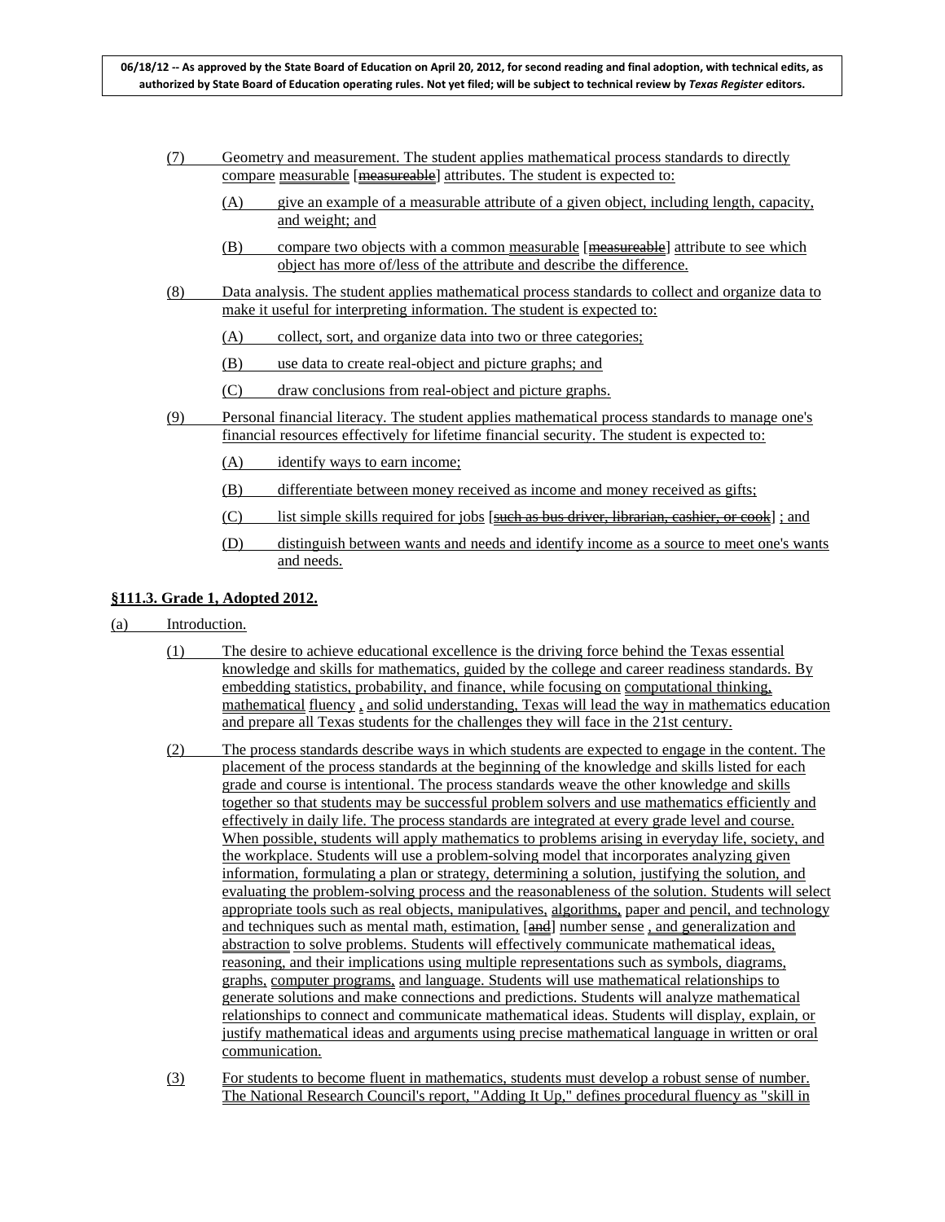(7) Geometry and measurement. The student applies mathematical process standards to directly compare measurable [~~measureable~~] attributes. The student is expected to:

(A) give an example of a measurable attribute of a given object, including length, capacity, and weight; and

(B) compare two objects with a common measurable [~~measureable~~] attribute to see which object has more of/less of the attribute and describe the difference.

(8) Data analysis. The student applies mathematical process standards to collect and organize data to make it useful for interpreting information. The student is expected to:

(A) collect, sort, and organize data into two or three categories;

(B) use data to create real-object and picture graphs; and

(C) draw conclusions from real-object and picture graphs.

(9) Personal financial literacy. The student applies mathematical process standards to manage one's financial resources effectively for lifetime financial security. The student is expected to:

(A) identify ways to earn income;

(B) differentiate between money received as income and money received as gifts;

(C) list simple skills required for jobs [~~such as bus driver, librarian, cashier, or cook~~] ; and

(D) distinguish between wants and needs and identify income as a source to meet one's wants and needs.

**§111.3. Grade 1, Adopted 2012.**

(a) Introduction.

(1) The desire to achieve educational excellence is the driving force behind the Texas essential knowledge and skills for mathematics, guided by the college and career readiness standards. By embedding statistics, probability, and finance, while focusing on computational thinking, mathematical fluency , and solid understanding, Texas will lead the way in mathematics education and prepare all Texas students for the challenges they will face in the 21st century.

(2) The process standards describe ways in which students are expected to engage in the content. The placement of the process standards at the beginning of the knowledge and skills listed for each grade and course is intentional. The process standards weave the other knowledge and skills together so that students may be successful problem solvers and use mathematics efficiently and effectively in daily life. The process standards are integrated at every grade level and course. When possible, students will apply mathematics to problems arising in everyday life, society, and the workplace. Students will use a problem-solving model that incorporates analyzing given information, formulating a plan or strategy, determining a solution, justifying the solution, and evaluating the problem-solving process and the reasonableness of the solution. Students will select appropriate tools such as real objects, manipulatives, algorithms, paper and pencil, and technology and techniques such as mental math, estimation, [~~and~~] number sense , and generalization and abstraction to solve problems. Students will effectively communicate mathematical ideas, reasoning, and their implications using multiple representations such as symbols, diagrams, graphs, computer programs, and language. Students will use mathematical relationships to generate solutions and make connections and predictions. Students will analyze mathematical relationships to connect and communicate mathematical ideas. Students will display, explain, or justify mathematical ideas and arguments using precise mathematical language in written or oral communication.

(3) For students to become fluent in mathematics, students must develop a robust sense of number. The National Research Council's report, "Adding It Up," defines procedural fluency as "skill in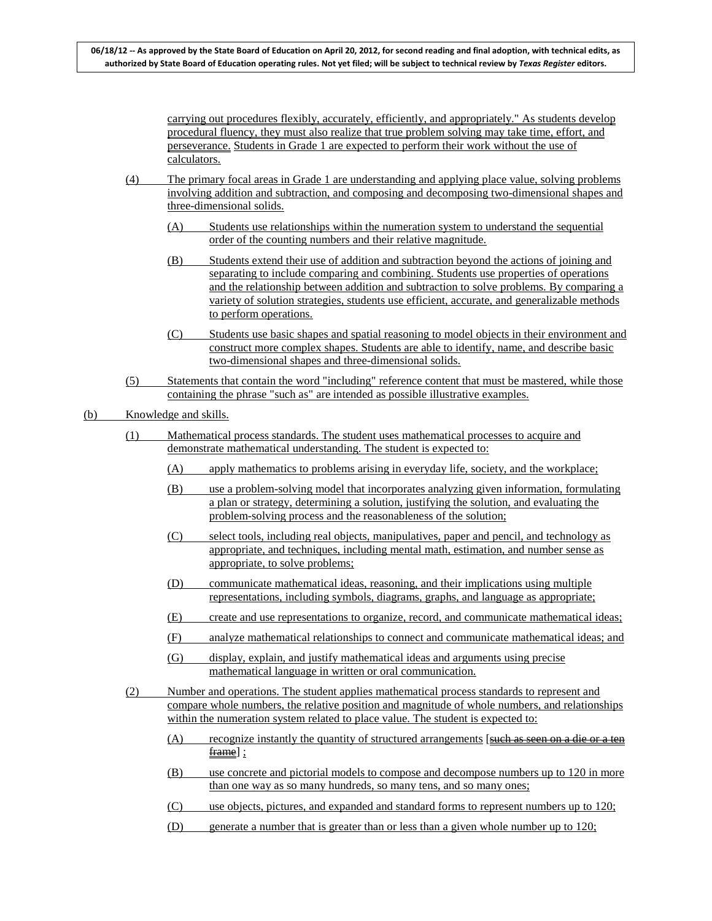carrying out procedures flexibly, accurately, efficiently, and appropriately." As students develop procedural fluency, they must also realize that true problem solving may take time, effort, and perseverance. Students in Grade 1 are expected to perform their work without the use of calculators.

(4) The primary focal areas in Grade 1 are understanding and applying place value, solving problems involving addition and subtraction, and composing and decomposing two-dimensional shapes and three-dimensional solids.

(A) Students use relationships within the numeration system to understand the sequential order of the counting numbers and their relative magnitude.

(B) Students extend their use of addition and subtraction beyond the actions of joining and separating to include comparing and combining. Students use properties of operations and the relationship between addition and subtraction to solve problems. By comparing a variety of solution strategies, students use efficient, accurate, and generalizable methods to perform operations.

(C) Students use basic shapes and spatial reasoning to model objects in their environment and construct more complex shapes. Students are able to identify, name, and describe basic two-dimensional shapes and three-dimensional solids.

(5) Statements that contain the word "including" reference content that must be mastered, while those containing the phrase "such as" are intended as possible illustrative examples.

(b) Knowledge and skills.

(1) Mathematical process standards. The student uses mathematical processes to acquire and demonstrate mathematical understanding. The student is expected to:

(A) apply mathematics to problems arising in everyday life, society, and the workplace;

(B) use a problem-solving model that incorporates analyzing given information, formulating a plan or strategy, determining a solution, justifying the solution, and evaluating the problem-solving process and the reasonableness of the solution;

(C) select tools, including real objects, manipulatives, paper and pencil, and technology as appropriate, and techniques, including mental math, estimation, and number sense as appropriate, to solve problems;

(D) communicate mathematical ideas, reasoning, and their implications using multiple representations, including symbols, diagrams, graphs, and language as appropriate;

(E) create and use representations to organize, record, and communicate mathematical ideas;

(F) analyze mathematical relationships to connect and communicate mathematical ideas; and

(G) display, explain, and justify mathematical ideas and arguments using precise mathematical language in written or oral communication.

(2) Number and operations. The student applies mathematical process standards to represent and compare whole numbers, the relative position and magnitude of whole numbers, and relationships within the numeration system related to place value. The student is expected to:

(A) recognize instantly the quantity of structured arrangements [~~such as seen on a die or a ten frame~~] ;

(B) use concrete and pictorial models to compose and decompose numbers up to 120 in more than one way as so many hundreds, so many tens, and so many ones;

(C) use objects, pictures, and expanded and standard forms to represent numbers up to 120;

(D) generate a number that is greater than or less than a given whole number up to 120;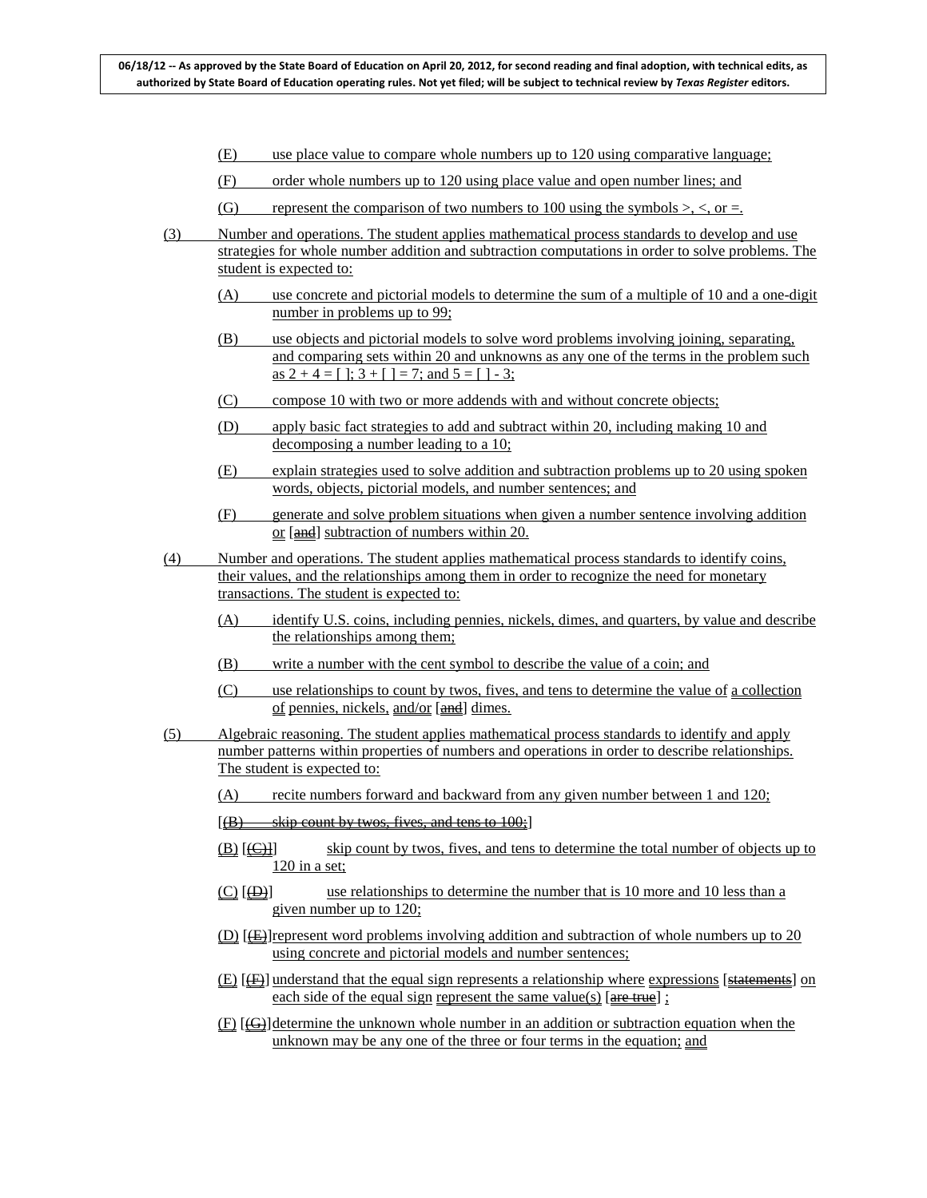(E) use place value to compare whole numbers up to 120 using comparative language;

(F) order whole numbers up to 120 using place value and open number lines; and

(G) represent the comparison of two numbers to 100 using the symbols >, <, or =.

(3) Number and operations. The student applies mathematical process standards to develop and use strategies for whole number addition and subtraction computations in order to solve problems. The student is expected to:

(A) use concrete and pictorial models to determine the sum of a multiple of 10 and a one-digit number in problems up to 99;

(B) use objects and pictorial models to solve word problems involving joining, separating, and comparing sets within 20 and unknowns as any one of the terms in the problem such as 2 + 4 = [ ]; 3 + [ ] = 7; and 5 = [ ] - 3;

(C) compose 10 with two or more addends with and without concrete objects;

(D) apply basic fact strategies to add and subtract within 20, including making 10 and decomposing a number leading to a 10;

(E) explain strategies used to solve addition and subtraction problems up to 20 using spoken words, objects, pictorial models, and number sentences; and

(F) generate and solve problem situations when given a number sentence involving addition or [~~and~~] subtraction of numbers within 20.

(4) Number and operations. The student applies mathematical process standards to identify coins, their values, and the relationships among them in order to recognize the need for monetary transactions. The student is expected to:

(A) identify U.S. coins, including pennies, nickels, dimes, and quarters, by value and describe the relationships among them;

(B) write a number with the cent symbol to describe the value of a coin; and

(C) use relationships to count by twos, fives, and tens to determine the value of a collection of pennies, nickels, and/or [~~and~~] dimes.

(5) Algebraic reasoning. The student applies mathematical process standards to identify and apply number patterns within properties of numbers and operations in order to describe relationships. The student is expected to:

(A) recite numbers forward and backward from any given number between 1 and 120;

[~~(B) skip count by twos, fives, and tens to 100;~~]

(B) [~~(C)~~] skip count by twos, fives, and tens to determine the total number of objects up to 120 in a set;

(C) [~~(D)~~] use relationships to determine the number that is 10 more and 10 less than a given number up to 120;

(D) [~~(E)~~] represent word problems involving addition and subtraction of whole numbers up to 20 using concrete and pictorial models and number sentences;

(E) [~~(F)~~] understand that the equal sign represents a relationship where expressions [~~statements~~] on each side of the equal sign represent the same value(s) [~~are true~~] ;

(F) [~~(G)~~] determine the unknown whole number in an addition or subtraction equation when the unknown may be any one of the three or four terms in the equation; and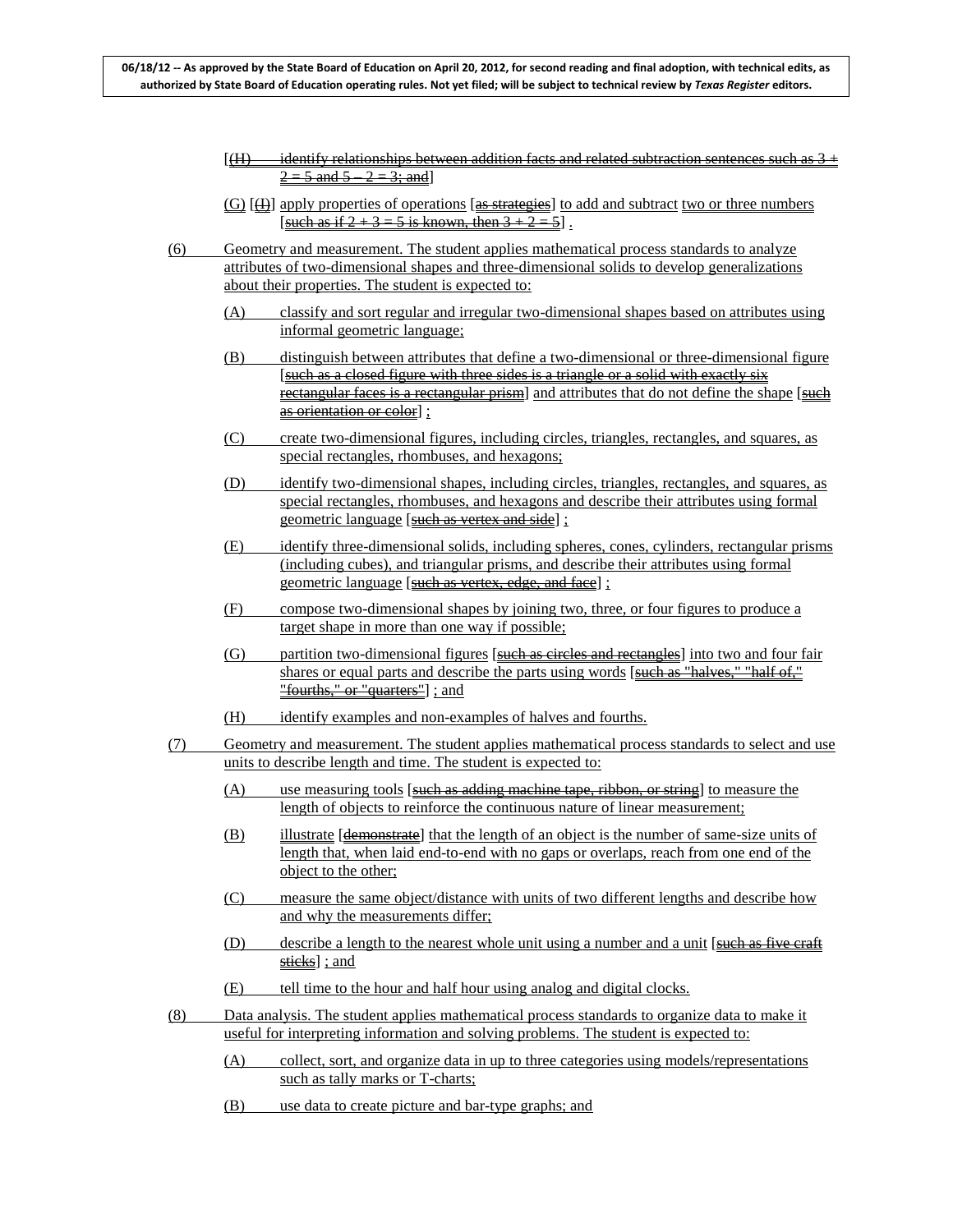[(H) identify relationships between addition facts and related subtraction sentences such as 3 + 2 = 5 and 5 – 2 = 3; and]

(G) [(I)] apply properties of operations [as strategies] to add and subtract two or three numbers [such as if 2 + 3 = 5 is known, then 3 + 2 = 5] .

(6) Geometry and measurement. The student applies mathematical process standards to analyze attributes of two-dimensional shapes and three-dimensional solids to develop generalizations about their properties. The student is expected to:

(A) classify and sort regular and irregular two-dimensional shapes based on attributes using informal geometric language;

(B) distinguish between attributes that define a two-dimensional or three-dimensional figure [such as a closed figure with three sides is a triangle or a solid with exactly six rectangular faces is a rectangular prism] and attributes that do not define the shape [such as orientation or color] ;

(C) create two-dimensional figures, including circles, triangles, rectangles, and squares, as special rectangles, rhombuses, and hexagons;

(D) identify two-dimensional shapes, including circles, triangles, rectangles, and squares, as special rectangles, rhombuses, and hexagons and describe their attributes using formal geometric language [such as vertex and side] ;

(E) identify three-dimensional solids, including spheres, cones, cylinders, rectangular prisms (including cubes), and triangular prisms, and describe their attributes using formal geometric language [such as vertex, edge, and face] ;

(F) compose two-dimensional shapes by joining two, three, or four figures to produce a target shape in more than one way if possible;

(G) partition two-dimensional figures [such as circles and rectangles] into two and four fair shares or equal parts and describe the parts using words [such as "halves," "half of," "fourths," or "quarters"] ; and

(H) identify examples and non-examples of halves and fourths.

(7) Geometry and measurement. The student applies mathematical process standards to select and use units to describe length and time. The student is expected to:

(A) use measuring tools [such as adding machine tape, ribbon, or string] to measure the length of objects to reinforce the continuous nature of linear measurement;

(B) illustrate [demonstrate] that the length of an object is the number of same-size units of length that, when laid end-to-end with no gaps or overlaps, reach from one end of the object to the other;

(C) measure the same object/distance with units of two different lengths and describe how and why the measurements differ;

(D) describe a length to the nearest whole unit using a number and a unit [such as five craft sticks] ; and

(E) tell time to the hour and half hour using analog and digital clocks.

(8) Data analysis. The student applies mathematical process standards to organize data to make it useful for interpreting information and solving problems. The student is expected to:

(A) collect, sort, and organize data in up to three categories using models/representations such as tally marks or T-charts;

(B) use data to create picture and bar-type graphs; and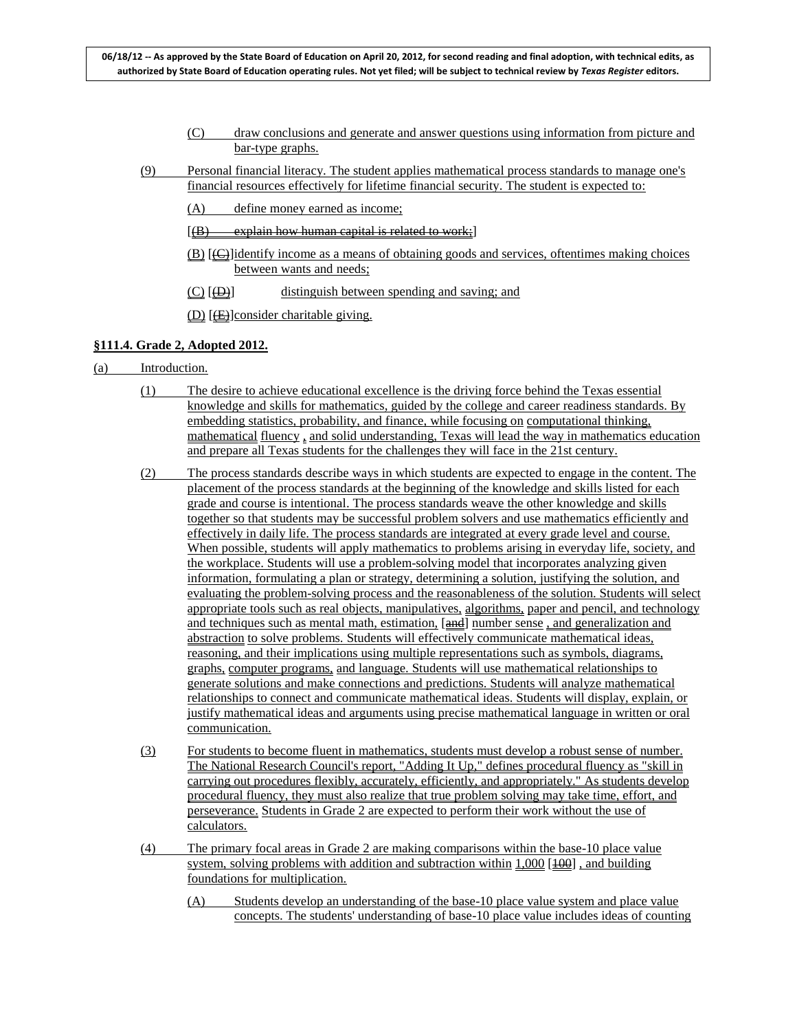(C) draw conclusions and generate and answer questions using information from picture and bar-type graphs.

(9) Personal financial literacy. The student applies mathematical process standards to manage one's financial resources effectively for lifetime financial security. The student is expected to:

(A) define money earned as income;

[(B) explain how human capital is related to work;]

(B) [(C)]identify income as a means of obtaining goods and services, oftentimes making choices between wants and needs;

(C) [(D)] distinguish between spending and saving; and

(D) [(E)]consider charitable giving.

**§111.4. Grade 2, Adopted 2012.**

(a) Introduction.

(1) The desire to achieve educational excellence is the driving force behind the Texas essential knowledge and skills for mathematics, guided by the college and career readiness standards. By embedding statistics, probability, and finance, while focusing on computational thinking, mathematical fluency , and solid understanding, Texas will lead the way in mathematics education and prepare all Texas students for the challenges they will face in the 21st century.

(2) The process standards describe ways in which students are expected to engage in the content. The placement of the process standards at the beginning of the knowledge and skills listed for each grade and course is intentional. The process standards weave the other knowledge and skills together so that students may be successful problem solvers and use mathematics efficiently and effectively in daily life. The process standards are integrated at every grade level and course. When possible, students will apply mathematics to problems arising in everyday life, society, and the workplace. Students will use a problem-solving model that incorporates analyzing given information, formulating a plan or strategy, determining a solution, justifying the solution, and evaluating the problem-solving process and the reasonableness of the solution. Students will select appropriate tools such as real objects, manipulatives, algorithms, paper and pencil, and technology and techniques such as mental math, estimation, [and] number sense , and generalization and abstraction to solve problems. Students will effectively communicate mathematical ideas, reasoning, and their implications using multiple representations such as symbols, diagrams, graphs, computer programs, and language. Students will use mathematical relationships to generate solutions and make connections and predictions. Students will analyze mathematical relationships to connect and communicate mathematical ideas. Students will display, explain, or justify mathematical ideas and arguments using precise mathematical language in written or oral communication.

(3) For students to become fluent in mathematics, students must develop a robust sense of number. The National Research Council's report, "Adding It Up," defines procedural fluency as "skill in carrying out procedures flexibly, accurately, efficiently, and appropriately." As students develop procedural fluency, they must also realize that true problem solving may take time, effort, and perseverance. Students in Grade 2 are expected to perform their work without the use of calculators.

(4) The primary focal areas in Grade 2 are making comparisons within the base-10 place value system, solving problems with addition and subtraction within 1,000 [100] , and building foundations for multiplication.

(A) Students develop an understanding of the base-10 place value system and place value concepts. The students' understanding of base-10 place value includes ideas of counting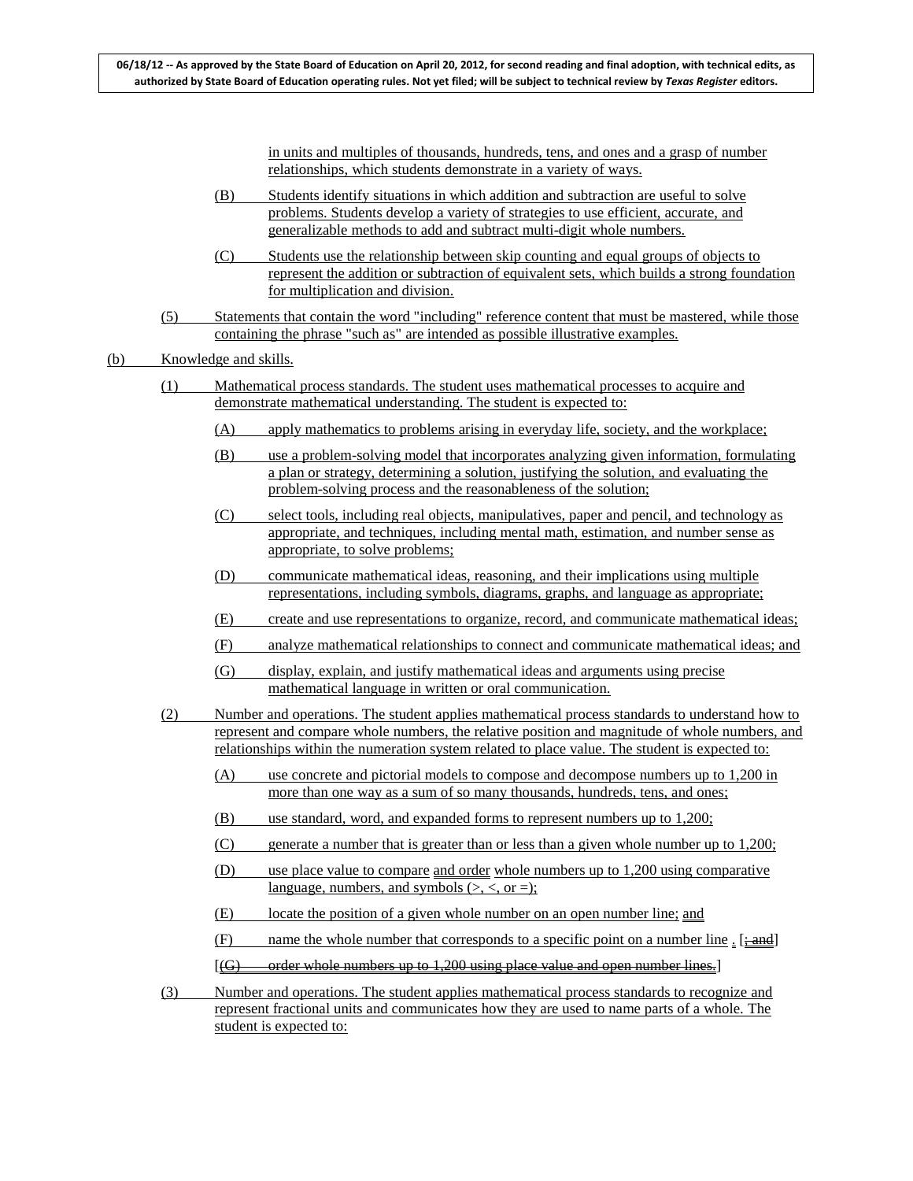in units and multiples of thousands, hundreds, tens, and ones and a grasp of number relationships, which students demonstrate in a variety of ways.

(B) Students identify situations in which addition and subtraction are useful to solve problems. Students develop a variety of strategies to use efficient, accurate, and generalizable methods to add and subtract multi-digit whole numbers.

(C) Students use the relationship between skip counting and equal groups of objects to represent the addition or subtraction of equivalent sets, which builds a strong foundation for multiplication and division.

(5) Statements that contain the word "including" reference content that must be mastered, while those containing the phrase "such as" are intended as possible illustrative examples.

(b) Knowledge and skills.

(1) Mathematical process standards. The student uses mathematical processes to acquire and demonstrate mathematical understanding. The student is expected to:

(A) apply mathematics to problems arising in everyday life, society, and the workplace;

(B) use a problem-solving model that incorporates analyzing given information, formulating a plan or strategy, determining a solution, justifying the solution, and evaluating the problem-solving process and the reasonableness of the solution;

(C) select tools, including real objects, manipulatives, paper and pencil, and technology as appropriate, and techniques, including mental math, estimation, and number sense as appropriate, to solve problems;

(D) communicate mathematical ideas, reasoning, and their implications using multiple representations, including symbols, diagrams, graphs, and language as appropriate;

(E) create and use representations to organize, record, and communicate mathematical ideas;

(F) analyze mathematical relationships to connect and communicate mathematical ideas; and

(G) display, explain, and justify mathematical ideas and arguments using precise mathematical language in written or oral communication.

(2) Number and operations. The student applies mathematical process standards to understand how to represent and compare whole numbers, the relative position and magnitude of whole numbers, and relationships within the numeration system related to place value. The student is expected to:

(A) use concrete and pictorial models to compose and decompose numbers up to 1,200 in more than one way as a sum of so many thousands, hundreds, tens, and ones;

(B) use standard, word, and expanded forms to represent numbers up to 1,200;

(C) generate a number that is greater than or less than a given whole number up to 1,200;

(D) use place value to compare and order whole numbers up to 1,200 using comparative language, numbers, and symbols (>, <, or =);

(E) locate the position of a given whole number on an open number line; and

(F) name the whole number that corresponds to a specific point on a number line . [~~; and~~]

[~~(G) order whole numbers up to 1,200 using place value and open number lines.~~]

(3) Number and operations. The student applies mathematical process standards to recognize and represent fractional units and communicates how they are used to name parts of a whole. The student is expected to: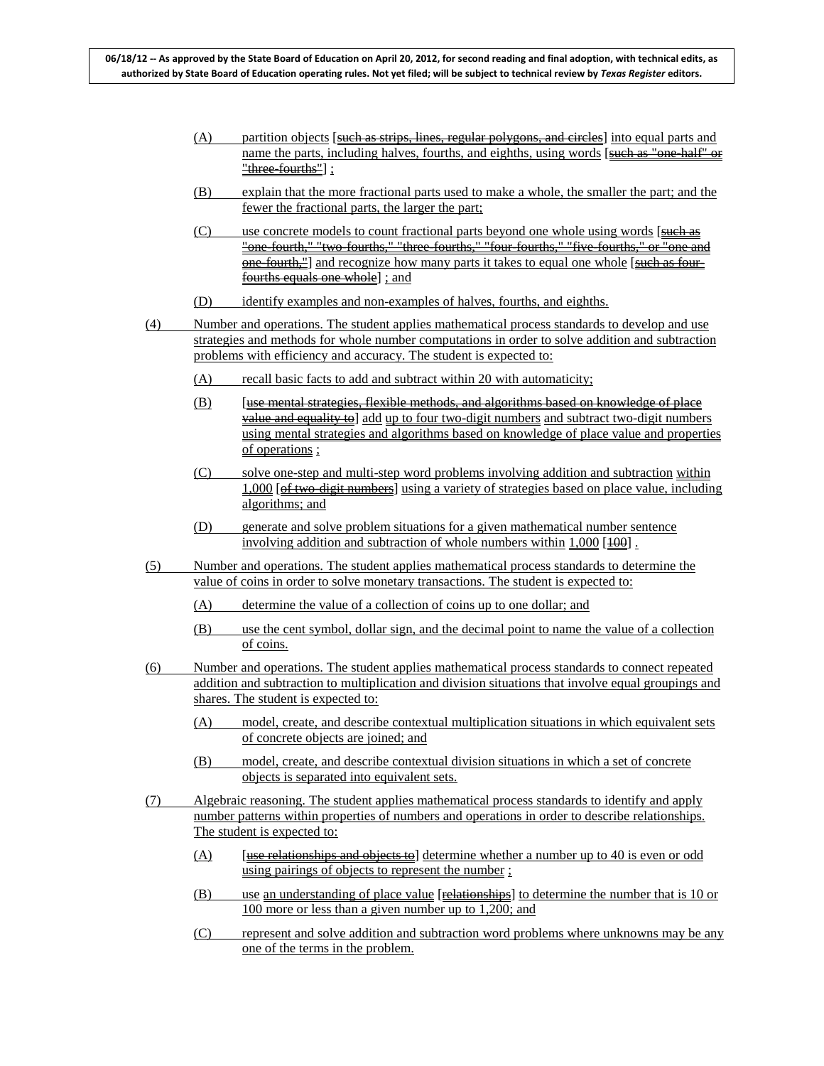(A) partition objects [~~such as strips, lines, regular polygons, and circles~~] into equal parts and name the parts, including halves, fourths, and eighths, using words [~~such as "one-half" or "three-fourths"~~] ;

(B) explain that the more fractional parts used to make a whole, the smaller the part; and the fewer the fractional parts, the larger the part;

(C) use concrete models to count fractional parts beyond one whole using words [~~such as "one-fourth," "two-fourths," "three-fourths," "four-fourths," "five-fourths," or "one and one-fourth,"~~] and recognize how many parts it takes to equal one whole [~~such as four-fourths equals one whole~~] ; and

(D) identify examples and non-examples of halves, fourths, and eighths.

(4) Number and operations. The student applies mathematical process standards to develop and use strategies and methods for whole number computations in order to solve addition and subtraction problems with efficiency and accuracy. The student is expected to:

(A) recall basic facts to add and subtract within 20 with automaticity;

(B) [~~use mental strategies, flexible methods, and algorithms based on knowledge of place value and equality to~~] add up to four two-digit numbers and subtract two-digit numbers using mental strategies and algorithms based on knowledge of place value and properties of operations ;

(C) solve one-step and multi-step word problems involving addition and subtraction within 1,000 [~~of two-digit numbers~~] using a variety of strategies based on place value, including algorithms; and

(D) generate and solve problem situations for a given mathematical number sentence involving addition and subtraction of whole numbers within 1,000 [~~100~~] .

(5) Number and operations. The student applies mathematical process standards to determine the value of coins in order to solve monetary transactions. The student is expected to:

(A) determine the value of a collection of coins up to one dollar; and

(B) use the cent symbol, dollar sign, and the decimal point to name the value of a collection of coins.

(6) Number and operations. The student applies mathematical process standards to connect repeated addition and subtraction to multiplication and division situations that involve equal groupings and shares. The student is expected to:

(A) model, create, and describe contextual multiplication situations in which equivalent sets of concrete objects are joined; and

(B) model, create, and describe contextual division situations in which a set of concrete objects is separated into equivalent sets.

(7) Algebraic reasoning. The student applies mathematical process standards to identify and apply number patterns within properties of numbers and operations in order to describe relationships. The student is expected to:

(A) [~~use relationships and objects to~~] determine whether a number up to 40 is even or odd using pairings of objects to represent the number ;

(B) use an understanding of place value [~~relationships~~] to determine the number that is 10 or 100 more or less than a given number up to 1,200; and

(C) represent and solve addition and subtraction word problems where unknowns may be any one of the terms in the problem.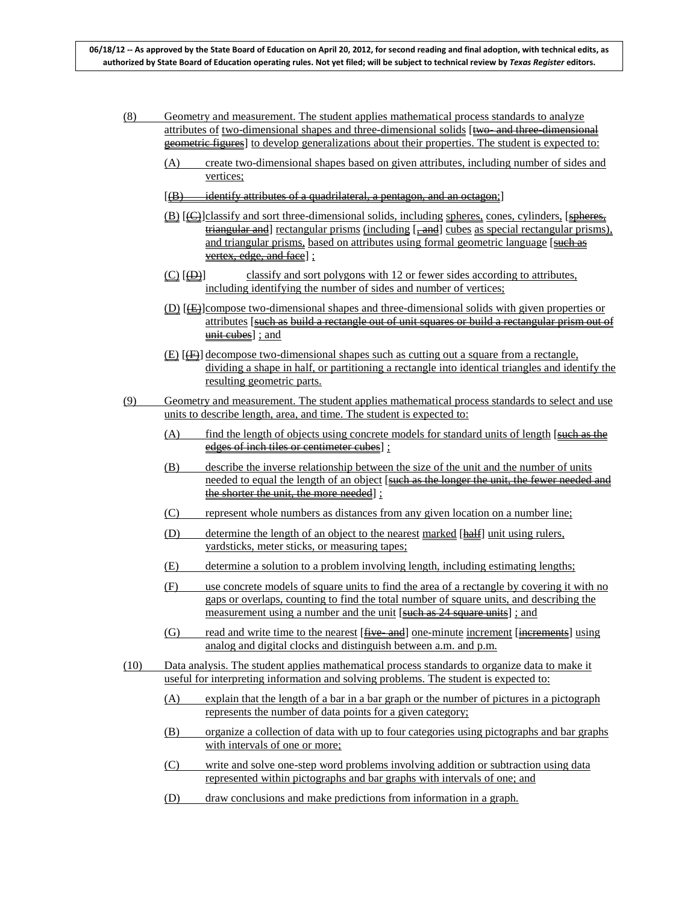(8) Geometry and measurement. The student applies mathematical process standards to analyze attributes of two-dimensional shapes and three-dimensional solids [two- and three-dimensional geometric figures] to develop generalizations about their properties. The student is expected to:

(A) create two-dimensional shapes based on given attributes, including number of sides and vertices;

[(B) identify attributes of a quadrilateral, a pentagon, and an octagon;]

(B) [(C)] classify and sort three-dimensional solids, including spheres, cones, cylinders, [spheres, triangular and] rectangular prisms (including [, and] cubes as special rectangular prisms), and triangular prisms, based on attributes using formal geometric language [such as vertex, edge, and face] ;

(C) [(D)] classify and sort polygons with 12 or fewer sides according to attributes, including identifying the number of sides and number of vertices;

(D) [(E)] compose two-dimensional shapes and three-dimensional solids with given properties or attributes [such as build a rectangle out of unit squares or build a rectangular prism out of unit cubes] ; and

(E) [(F)] decompose two-dimensional shapes such as cutting out a square from a rectangle, dividing a shape in half, or partitioning a rectangle into identical triangles and identify the resulting geometric parts.

(9) Geometry and measurement. The student applies mathematical process standards to select and use units to describe length, area, and time. The student is expected to:

(A) find the length of objects using concrete models for standard units of length [such as the edges of inch tiles or centimeter cubes] ;

(B) describe the inverse relationship between the size of the unit and the number of units needed to equal the length of an object [such as the longer the unit, the fewer needed and the shorter the unit, the more needed] ;

(C) represent whole numbers as distances from any given location on a number line;

(D) determine the length of an object to the nearest marked [half] unit using rulers, yardsticks, meter sticks, or measuring tapes;

(E) determine a solution to a problem involving length, including estimating lengths;

(F) use concrete models of square units to find the area of a rectangle by covering it with no gaps or overlaps, counting to find the total number of square units, and describing the measurement using a number and the unit [such as 24 square units] ; and

(G) read and write time to the nearest [five- and] one-minute increment [increments] using analog and digital clocks and distinguish between a.m. and p.m.

(10) Data analysis. The student applies mathematical process standards to organize data to make it useful for interpreting information and solving problems. The student is expected to:

(A) explain that the length of a bar in a bar graph or the number of pictures in a pictograph represents the number of data points for a given category;

(B) organize a collection of data with up to four categories using pictographs and bar graphs with intervals of one or more;

(C) write and solve one-step word problems involving addition or subtraction using data represented within pictographs and bar graphs with intervals of one; and

(D) draw conclusions and make predictions from information in a graph.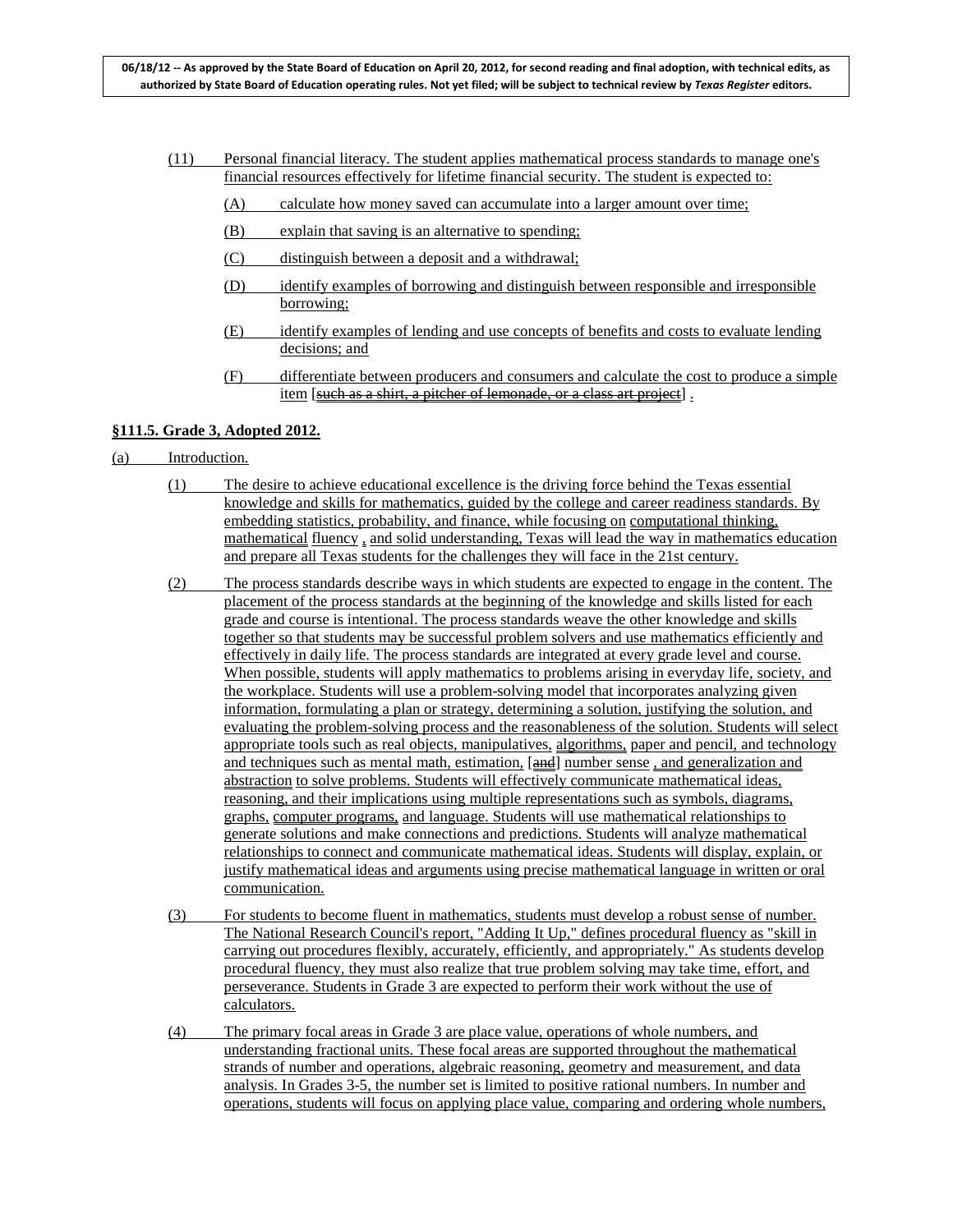(11) Personal financial literacy. The student applies mathematical process standards to manage one's financial resources effectively for lifetime financial security. The student is expected to:

(A) calculate how money saved can accumulate into a larger amount over time;

(B) explain that saving is an alternative to spending;

(C) distinguish between a deposit and a withdrawal;

(D) identify examples of borrowing and distinguish between responsible and irresponsible borrowing;

(E) identify examples of lending and use concepts of benefits and costs to evaluate lending decisions; and

(F) differentiate between producers and consumers and calculate the cost to produce a simple item [~~such as a shirt, a pitcher of lemonade, or a class art project~~] .

**§111.5. Grade 3, Adopted 2012.**

(a) Introduction.

(1) The desire to achieve educational excellence is the driving force behind the Texas essential knowledge and skills for mathematics, guided by the college and career readiness standards. By embedding statistics, probability, and finance, while focusing on computational thinking, mathematical fluency , and solid understanding, Texas will lead the way in mathematics education and prepare all Texas students for the challenges they will face in the 21st century.

(2) The process standards describe ways in which students are expected to engage in the content. The placement of the process standards at the beginning of the knowledge and skills listed for each grade and course is intentional. The process standards weave the other knowledge and skills together so that students may be successful problem solvers and use mathematics efficiently and effectively in daily life. The process standards are integrated at every grade level and course. When possible, students will apply mathematics to problems arising in everyday life, society, and the workplace. Students will use a problem-solving model that incorporates analyzing given information, formulating a plan or strategy, determining a solution, justifying the solution, and evaluating the problem-solving process and the reasonableness of the solution. Students will select appropriate tools such as real objects, manipulatives, algorithms, paper and pencil, and technology and techniques such as mental math, estimation, [~~and~~] number sense , and generalization and abstraction to solve problems. Students will effectively communicate mathematical ideas, reasoning, and their implications using multiple representations such as symbols, diagrams, graphs, computer programs, and language. Students will use mathematical relationships to generate solutions and make connections and predictions. Students will analyze mathematical relationships to connect and communicate mathematical ideas. Students will display, explain, or justify mathematical ideas and arguments using precise mathematical language in written or oral communication.

(3) For students to become fluent in mathematics, students must develop a robust sense of number. The National Research Council's report, "Adding It Up," defines procedural fluency as "skill in carrying out procedures flexibly, accurately, efficiently, and appropriately." As students develop procedural fluency, they must also realize that true problem solving may take time, effort, and perseverance. Students in Grade 3 are expected to perform their work without the use of calculators.

(4) The primary focal areas in Grade 3 are place value, operations of whole numbers, and understanding fractional units. These focal areas are supported throughout the mathematical strands of number and operations, algebraic reasoning, geometry and measurement, and data analysis. In Grades 3-5, the number set is limited to positive rational numbers. In number and operations, students will focus on applying place value, comparing and ordering whole numbers,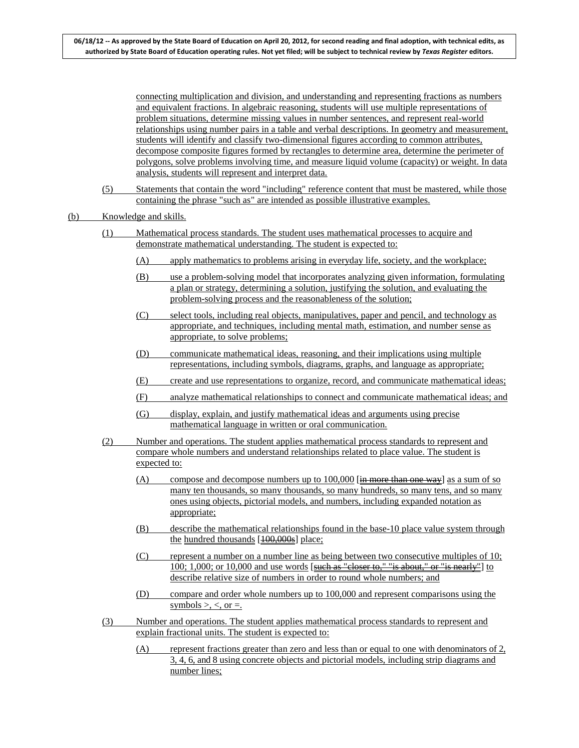connecting multiplication and division, and understanding and representing fractions as numbers and equivalent fractions. In algebraic reasoning, students will use multiple representations of problem situations, determine missing values in number sentences, and represent real-world relationships using number pairs in a table and verbal descriptions. In geometry and measurement, students will identify and classify two-dimensional figures according to common attributes, decompose composite figures formed by rectangles to determine area, determine the perimeter of polygons, solve problems involving time, and measure liquid volume (capacity) or weight. In data analysis, students will represent and interpret data.

(5) Statements that contain the word "including" reference content that must be mastered, while those containing the phrase "such as" are intended as possible illustrative examples.

(b) Knowledge and skills.

(1) Mathematical process standards. The student uses mathematical processes to acquire and demonstrate mathematical understanding. The student is expected to:

(A) apply mathematics to problems arising in everyday life, society, and the workplace;

(B) use a problem-solving model that incorporates analyzing given information, formulating a plan or strategy, determining a solution, justifying the solution, and evaluating the problem-solving process and the reasonableness of the solution;

(C) select tools, including real objects, manipulatives, paper and pencil, and technology as appropriate, and techniques, including mental math, estimation, and number sense as appropriate, to solve problems;

(D) communicate mathematical ideas, reasoning, and their implications using multiple representations, including symbols, diagrams, graphs, and language as appropriate;

(E) create and use representations to organize, record, and communicate mathematical ideas;

(F) analyze mathematical relationships to connect and communicate mathematical ideas; and

(G) display, explain, and justify mathematical ideas and arguments using precise mathematical language in written or oral communication.

(2) Number and operations. The student applies mathematical process standards to represent and compare whole numbers and understand relationships related to place value. The student is expected to:

(A) compose and decompose numbers up to 100,000 [~~in more than one way~~] as a sum of so many ten thousands, so many thousands, so many hundreds, so many tens, and so many ones using objects, pictorial models, and numbers, including expanded notation as appropriate;

(B) describe the mathematical relationships found in the base-10 place value system through the hundred thousands [~~100,000s~~] place;

(C) represent a number on a number line as being between two consecutive multiples of 10; 100; 1,000; or 10,000 and use words [~~such as "closer to," "is about," or "is nearly"~~] to describe relative size of numbers in order to round whole numbers; and

(D) compare and order whole numbers up to 100,000 and represent comparisons using the symbols $>$, $<$, or $=$.

(3) Number and operations. The student applies mathematical process standards to represent and explain fractional units. The student is expected to:

(A) represent fractions greater than zero and less than or equal to one with denominators of 2, 3, 4, 6, and 8 using concrete objects and pictorial models, including strip diagrams and number lines;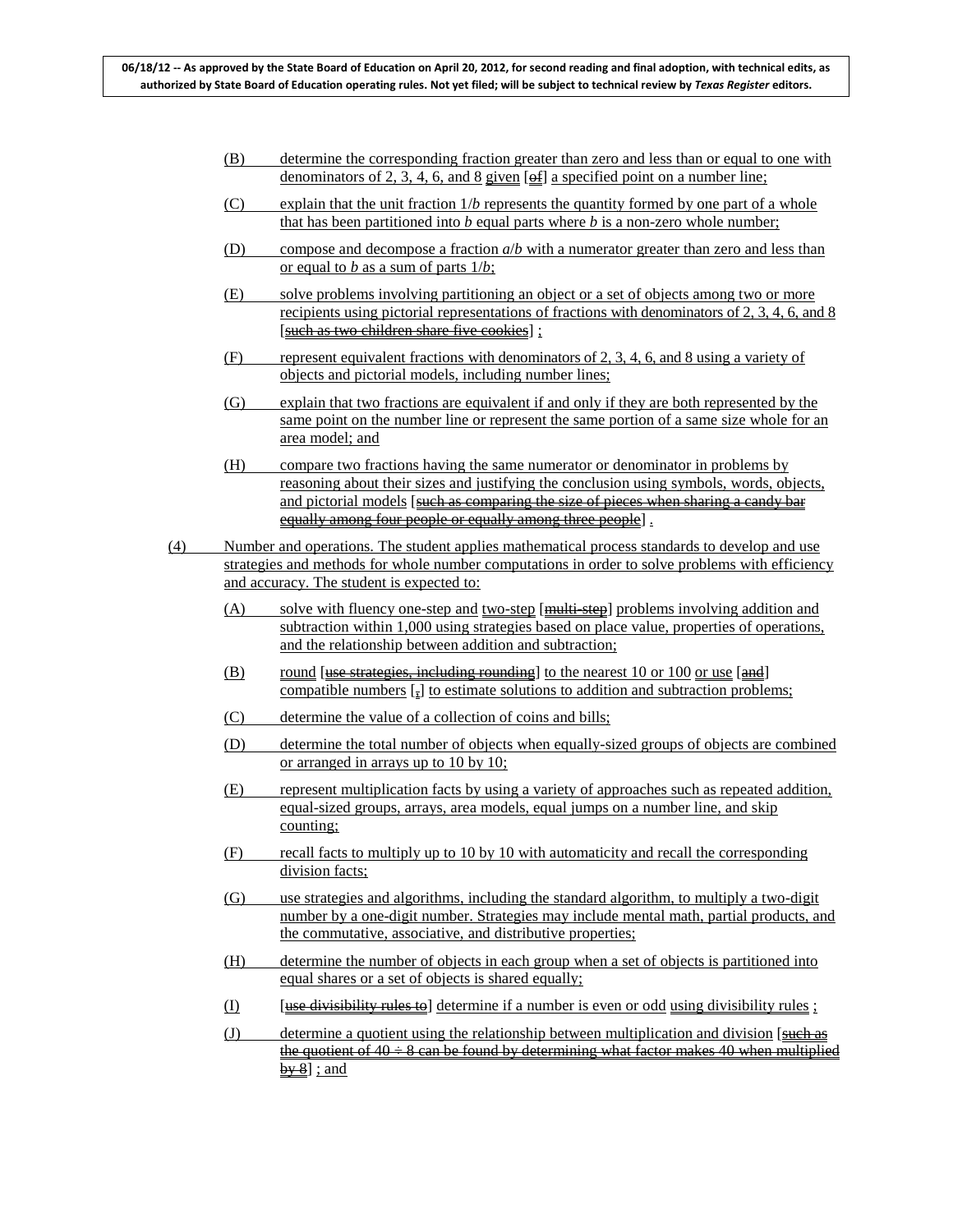(B) determine the corresponding fraction greater than zero and less than or equal to one with denominators of 2, 3, 4, 6, and 8 given [of] a specified point on a number line;

(C) explain that the unit fraction 1/*b* represents the quantity formed by one part of a whole that has been partitioned into *b* equal parts where *b* is a non-zero whole number;

(D) compose and decompose a fraction *a*/*b* with a numerator greater than zero and less than or equal to *b* as a sum of parts 1/*b*;

(E) solve problems involving partitioning an object or a set of objects among two or more recipients using pictorial representations of fractions with denominators of 2, 3, 4, 6, and 8 [such as two children share five cookies] ;

(F) represent equivalent fractions with denominators of 2, 3, 4, 6, and 8 using a variety of objects and pictorial models, including number lines;

(G) explain that two fractions are equivalent if and only if they are both represented by the same point on the number line or represent the same portion of a same size whole for an area model; and

(H) compare two fractions having the same numerator or denominator in problems by reasoning about their sizes and justifying the conclusion using symbols, words, objects, and pictorial models [such as comparing the size of pieces when sharing a candy bar equally among four people or equally among three people] .

(4) Number and operations. The student applies mathematical process standards to develop and use strategies and methods for whole number computations in order to solve problems with efficiency and accuracy. The student is expected to:

(A) solve with fluency one-step and two-step [multi-step] problems involving addition and subtraction within 1,000 using strategies based on place value, properties of operations, and the relationship between addition and subtraction;

(B) round [use strategies, including rounding] to the nearest 10 or 100 or use [and] compatible numbers [,] to estimate solutions to addition and subtraction problems;

(C) determine the value of a collection of coins and bills;

(D) determine the total number of objects when equally-sized groups of objects are combined or arranged in arrays up to 10 by 10;

(E) represent multiplication facts by using a variety of approaches such as repeated addition, equal-sized groups, arrays, area models, equal jumps on a number line, and skip counting;

(F) recall facts to multiply up to 10 by 10 with automaticity and recall the corresponding division facts;

(G) use strategies and algorithms, including the standard algorithm, to multiply a two-digit number by a one-digit number. Strategies may include mental math, partial products, and the commutative, associative, and distributive properties;

(H) determine the number of objects in each group when a set of objects is partitioned into equal shares or a set of objects is shared equally;

(I) [use divisibility rules to] determine if a number is even or odd using divisibility rules ;

(J) determine a quotient using the relationship between multiplication and division [such as the quotient of 40 ÷ 8 can be found by determining what factor makes 40 when multiplied by 8] ; and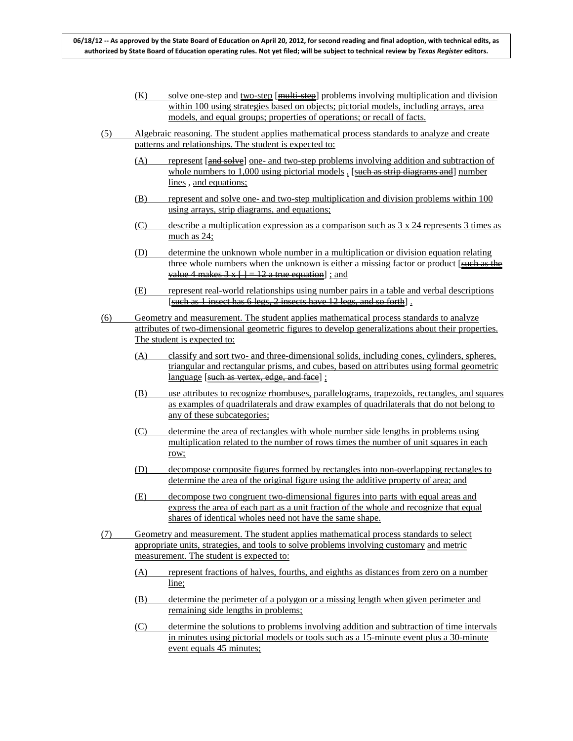(K) solve one-step and two-step [~~multi-step~~] problems involving multiplication and division within 100 using strategies based on objects; pictorial models, including arrays, area models, and equal groups; properties of operations; or recall of facts.

(5) Algebraic reasoning. The student applies mathematical process standards to analyze and create patterns and relationships. The student is expected to:

(A) represent [~~and solve~~] one- and two-step problems involving addition and subtraction of whole numbers to 1,000 using pictorial models , [~~such as strip diagrams and~~] number lines , and equations;

(B) represent and solve one- and two-step multiplication and division problems within 100 using arrays, strip diagrams, and equations;

(C) describe a multiplication expression as a comparison such as 3 x 24 represents 3 times as much as 24;

(D) determine the unknown whole number in a multiplication or division equation relating three whole numbers when the unknown is either a missing factor or product [~~such as the value 4 makes 3 x [ ] = 12 a true equation~~] ; and

(E) represent real-world relationships using number pairs in a table and verbal descriptions [~~such as 1 insect has 6 legs, 2 insects have 12 legs, and so forth~~] .

(6) Geometry and measurement. The student applies mathematical process standards to analyze attributes of two-dimensional geometric figures to develop generalizations about their properties. The student is expected to:

(A) classify and sort two- and three-dimensional solids, including cones, cylinders, spheres, triangular and rectangular prisms, and cubes, based on attributes using formal geometric language [~~such as vertex, edge, and face~~] ;

(B) use attributes to recognize rhombuses, parallelograms, trapezoids, rectangles, and squares as examples of quadrilaterals and draw examples of quadrilaterals that do not belong to any of these subcategories;

(C) determine the area of rectangles with whole number side lengths in problems using multiplication related to the number of rows times the number of unit squares in each row;

(D) decompose composite figures formed by rectangles into non-overlapping rectangles to determine the area of the original figure using the additive property of area; and

(E) decompose two congruent two-dimensional figures into parts with equal areas and express the area of each part as a unit fraction of the whole and recognize that equal shares of identical wholes need not have the same shape.

(7) Geometry and measurement. The student applies mathematical process standards to select appropriate units, strategies, and tools to solve problems involving customary and metric measurement. The student is expected to:

(A) represent fractions of halves, fourths, and eighths as distances from zero on a number line;

(B) determine the perimeter of a polygon or a missing length when given perimeter and remaining side lengths in problems;

(C) determine the solutions to problems involving addition and subtraction of time intervals in minutes using pictorial models or tools such as a 15-minute event plus a 30-minute event equals 45 minutes;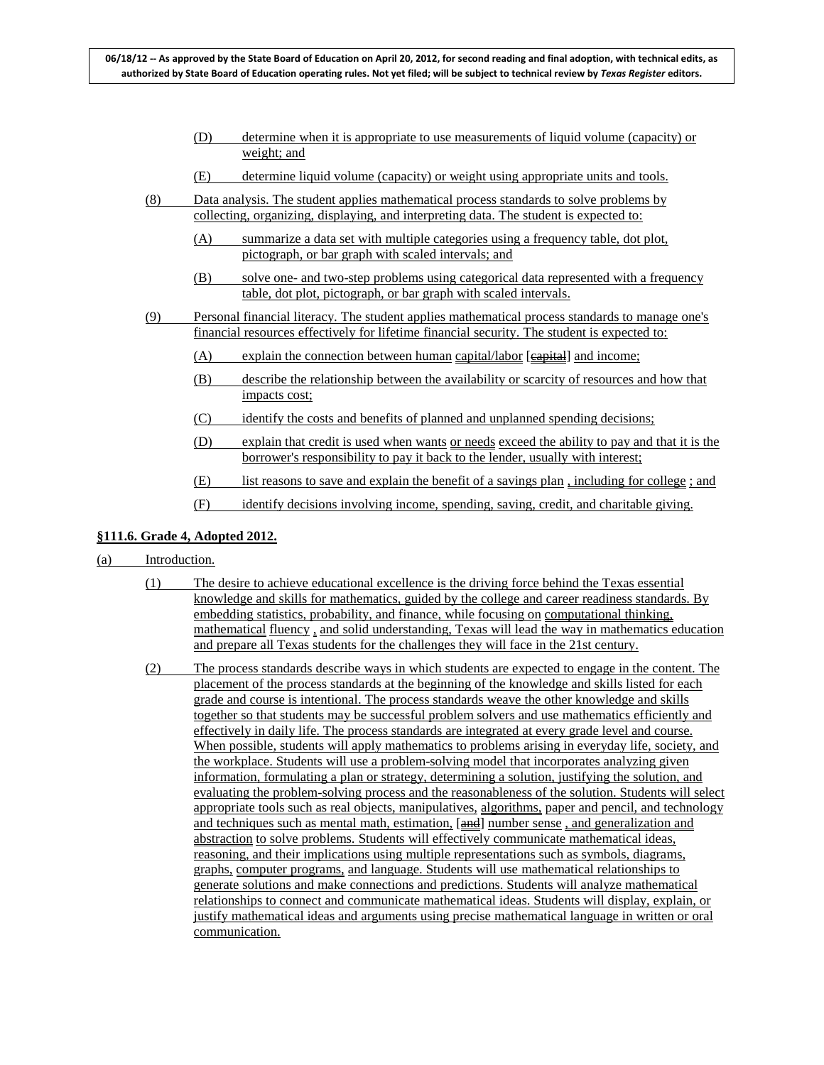(D) determine when it is appropriate to use measurements of liquid volume (capacity) or weight; and

(E) determine liquid volume (capacity) or weight using appropriate units and tools.

(8) Data analysis. The student applies mathematical process standards to solve problems by collecting, organizing, displaying, and interpreting data. The student is expected to:

(A) summarize a data set with multiple categories using a frequency table, dot plot, pictograph, or bar graph with scaled intervals; and

(B) solve one- and two-step problems using categorical data represented with a frequency table, dot plot, pictograph, or bar graph with scaled intervals.

(9) Personal financial literacy. The student applies mathematical process standards to manage one's financial resources effectively for lifetime financial security. The student is expected to:

(A) explain the connection between human capital/labor [~~capital~~] and income;

(B) describe the relationship between the availability or scarcity of resources and how that impacts cost;

(C) identify the costs and benefits of planned and unplanned spending decisions;

(D) explain that credit is used when wants or needs exceed the ability to pay and that it is the borrower's responsibility to pay it back to the lender, usually with interest;

(E) list reasons to save and explain the benefit of a savings plan , including for college ; and

(F) identify decisions involving income, spending, saving, credit, and charitable giving.

**§111.6. Grade 4, Adopted 2012.**

(a) Introduction.

(1) The desire to achieve educational excellence is the driving force behind the Texas essential knowledge and skills for mathematics, guided by the college and career readiness standards. By embedding statistics, probability, and finance, while focusing on computational thinking, mathematical fluency , and solid understanding, Texas will lead the way in mathematics education and prepare all Texas students for the challenges they will face in the 21st century.

(2) The process standards describe ways in which students are expected to engage in the content. The placement of the process standards at the beginning of the knowledge and skills listed for each grade and course is intentional. The process standards weave the other knowledge and skills together so that students may be successful problem solvers and use mathematics efficiently and effectively in daily life. The process standards are integrated at every grade level and course. When possible, students will apply mathematics to problems arising in everyday life, society, and the workplace. Students will use a problem-solving model that incorporates analyzing given information, formulating a plan or strategy, determining a solution, justifying the solution, and evaluating the problem-solving process and the reasonableness of the solution. Students will select appropriate tools such as real objects, manipulatives, algorithms, paper and pencil, and technology and techniques such as mental math, estimation, [~~and~~] number sense , and generalization and abstraction to solve problems. Students will effectively communicate mathematical ideas, reasoning, and their implications using multiple representations such as symbols, diagrams, graphs, computer programs, and language. Students will use mathematical relationships to generate solutions and make connections and predictions. Students will analyze mathematical relationships to connect and communicate mathematical ideas. Students will display, explain, or justify mathematical ideas and arguments using precise mathematical language in written or oral communication.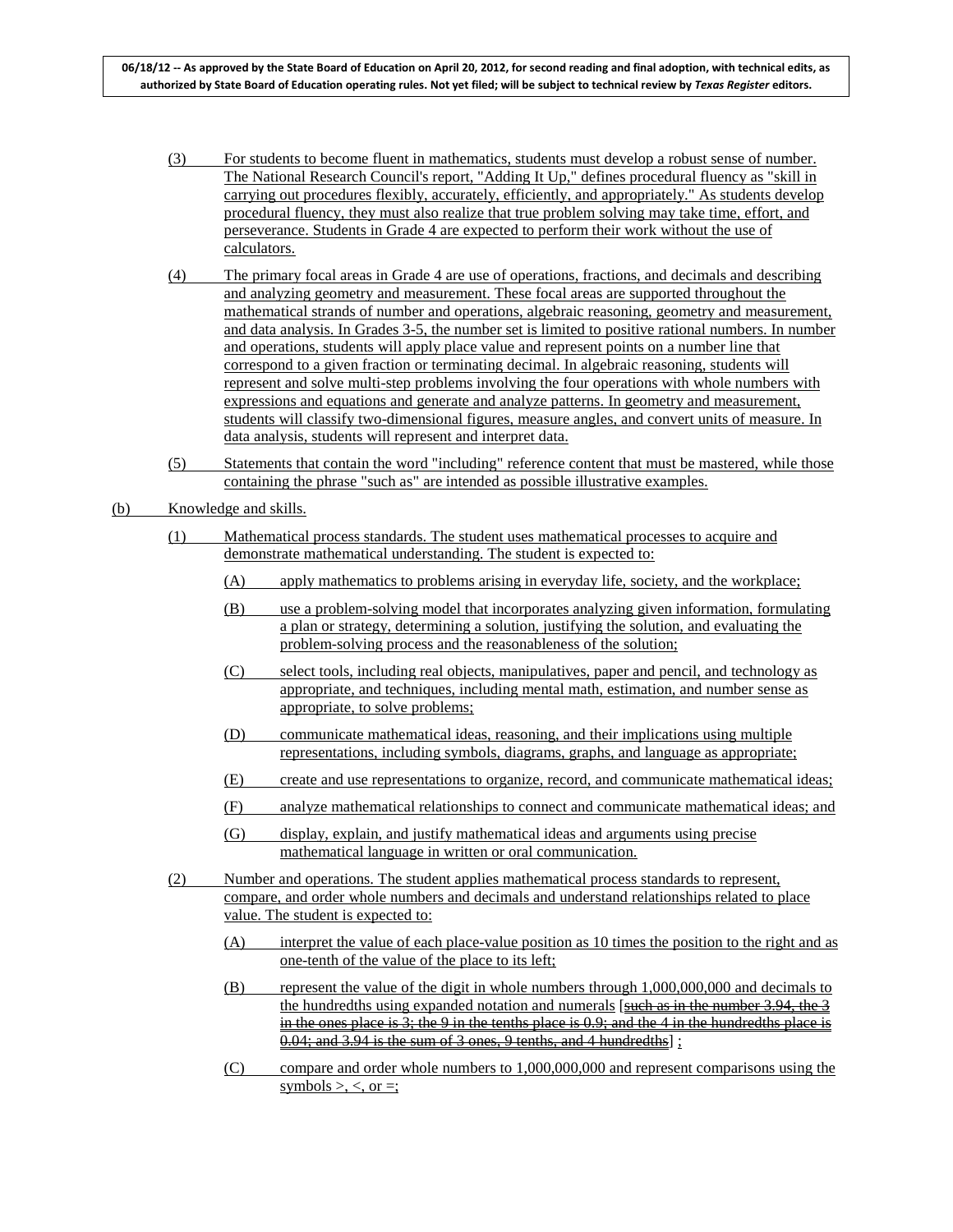06/18/12 -- As approved by the State Board of Education on April 20, 2012, for second reading and final adoption, with technical edits, as authorized by State Board of Education operating rules. Not yet filed; will be subject to technical review by *Texas Register* editors.

(3) For students to become fluent in mathematics, students must develop a robust sense of number. The National Research Council's report, "Adding It Up," defines procedural fluency as "skill in carrying out procedures flexibly, accurately, efficiently, and appropriately." As students develop procedural fluency, they must also realize that true problem solving may take time, effort, and perseverance. Students in Grade 4 are expected to perform their work without the use of calculators.

(4) The primary focal areas in Grade 4 are use of operations, fractions, and decimals and describing and analyzing geometry and measurement. These focal areas are supported throughout the mathematical strands of number and operations, algebraic reasoning, geometry and measurement, and data analysis. In Grades 3-5, the number set is limited to positive rational numbers. In number and operations, students will apply place value and represent points on a number line that correspond to a given fraction or terminating decimal. In algebraic reasoning, students will represent and solve multi-step problems involving the four operations with whole numbers with expressions and equations and generate and analyze patterns. In geometry and measurement, students will classify two-dimensional figures, measure angles, and convert units of measure. In data analysis, students will represent and interpret data.

(5) Statements that contain the word "including" reference content that must be mastered, while those containing the phrase "such as" are intended as possible illustrative examples.

(b) Knowledge and skills.

(1) Mathematical process standards. The student uses mathematical processes to acquire and demonstrate mathematical understanding. The student is expected to:

(A) apply mathematics to problems arising in everyday life, society, and the workplace;

(B) use a problem-solving model that incorporates analyzing given information, formulating a plan or strategy, determining a solution, justifying the solution, and evaluating the problem-solving process and the reasonableness of the solution;

(C) select tools, including real objects, manipulatives, paper and pencil, and technology as appropriate, and techniques, including mental math, estimation, and number sense as appropriate, to solve problems;

(D) communicate mathematical ideas, reasoning, and their implications using multiple representations, including symbols, diagrams, graphs, and language as appropriate;

(E) create and use representations to organize, record, and communicate mathematical ideas;

(F) analyze mathematical relationships to connect and communicate mathematical ideas; and

(G) display, explain, and justify mathematical ideas and arguments using precise mathematical language in written or oral communication.

(2) Number and operations. The student applies mathematical process standards to represent, compare, and order whole numbers and decimals and understand relationships related to place value. The student is expected to:

(A) interpret the value of each place-value position as 10 times the position to the right and as one-tenth of the value of the place to its left;

(B) represent the value of the digit in whole numbers through 1,000,000,000 and decimals to the hundredths using expanded notation and numerals [~~such as in the number 3.94, the 3 in the ones place is 3; the 9 in the tenths place is 0.9; and the 4 in the hundredths place is 0.04; and 3.94 is the sum of 3 ones, 9 tenths, and 4 hundredths~~] ;

(C) compare and order whole numbers to 1,000,000,000 and represent comparisons using the symbols >, <, or =;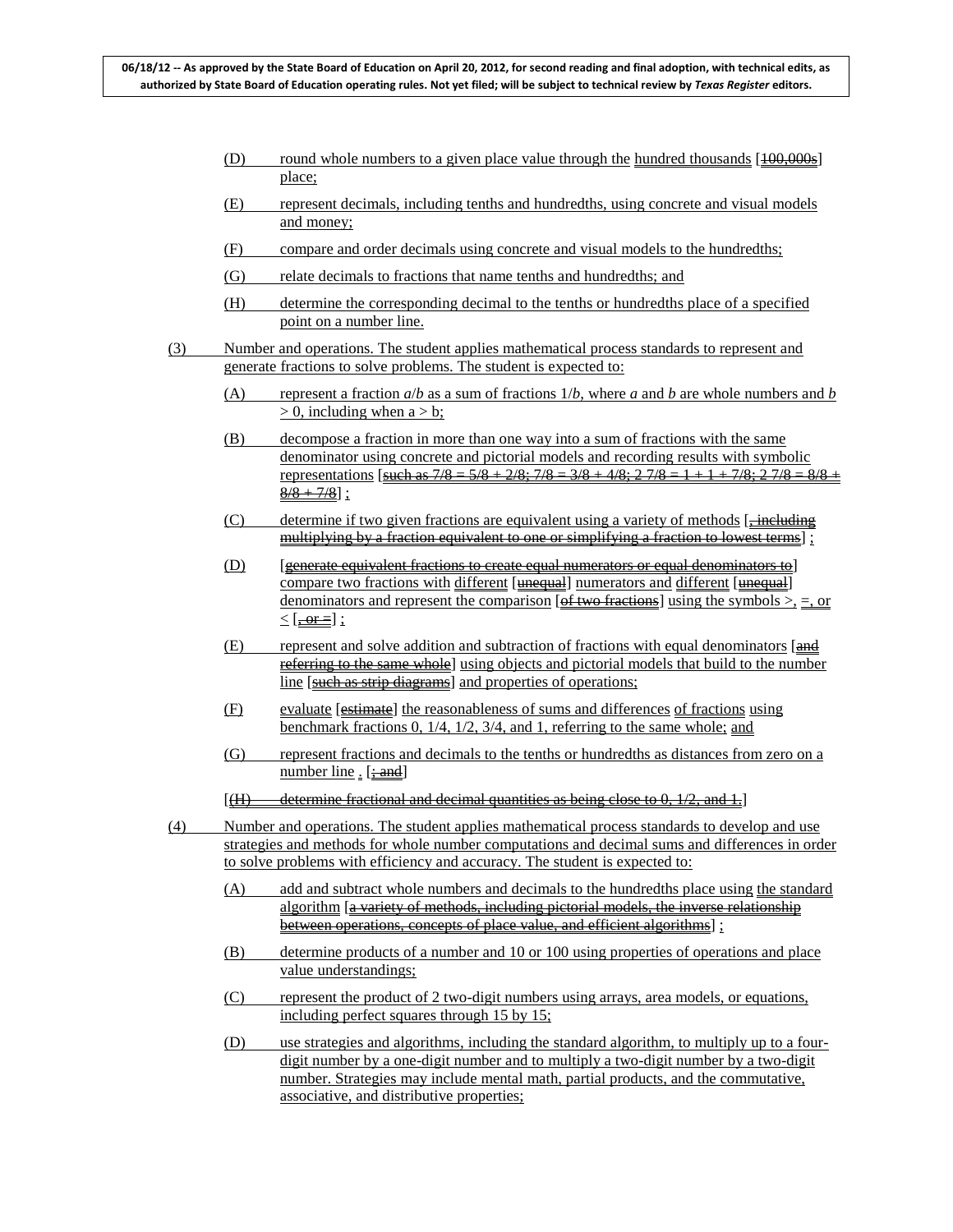(D) round whole numbers to a given place value through the hundred thousands [~~100,000s~~] place;

(E) represent decimals, including tenths and hundredths, using concrete and visual models and money;

(F) compare and order decimals using concrete and visual models to the hundredths;

(G) relate decimals to fractions that name tenths and hundredths; and

(H) determine the corresponding decimal to the tenths or hundredths place of a specified point on a number line.

(3) Number and operations. The student applies mathematical process standards to represent and generate fractions to solve problems. The student is expected to:

(A) represent a fraction $a/b$ as a sum of fractions $1/b$, where $a$ and $b$ are whole numbers and $b > 0$, including when $a > b$;

(B) decompose a fraction in more than one way into a sum of fractions with the same denominator using concrete and pictorial models and recording results with symbolic representations [~~such as 7/8 = 5/8 + 2/8; 7/8 = 3/8 + 4/8; 2 7/8 = 1 + 1 + 7/8; 2 7/8 = 8/8 + 8/8 + 7/8~~] ;

(C) determine if two given fractions are equivalent using a variety of methods [~~, including multiplying by a fraction equivalent to one or simplifying a fraction to lowest terms~~] ;

(D) [~~generate equivalent fractions to create equal numerators or equal denominators to~~] compare two fractions with different [~~unequal~~] numerators and different [~~unequal~~] denominators and represent the comparison [~~of two fractions~~] using the symbols >, =, or < [~~, or =~~] ;

(E) represent and solve addition and subtraction of fractions with equal denominators [~~and referring to the same whole~~] using objects and pictorial models that build to the number line [~~such as strip diagrams~~] and properties of operations;

(F) evaluate [~~estimate~~] the reasonableness of sums and differences of fractions using benchmark fractions 0, 1/4, 1/2, 3/4, and 1, referring to the same whole; and

(G) represent fractions and decimals to the tenths or hundredths as distances from zero on a number line . [~~; and~~]

[~~(H) determine fractional and decimal quantities as being close to 0, 1/2, and 1.~~]

(4) Number and operations. The student applies mathematical process standards to develop and use strategies and methods for whole number computations and decimal sums and differences in order to solve problems with efficiency and accuracy. The student is expected to:

(A) add and subtract whole numbers and decimals to the hundredths place using the standard algorithm [~~a variety of methods, including pictorial models, the inverse relationship between operations, concepts of place value, and efficient algorithms~~] ;

(B) determine products of a number and 10 or 100 using properties of operations and place value understandings;

(C) represent the product of 2 two-digit numbers using arrays, area models, or equations, including perfect squares through 15 by 15;

(D) use strategies and algorithms, including the standard algorithm, to multiply up to a four-digit number by a one-digit number and to multiply a two-digit number by a two-digit number. Strategies may include mental math, partial products, and the commutative, associative, and distributive properties;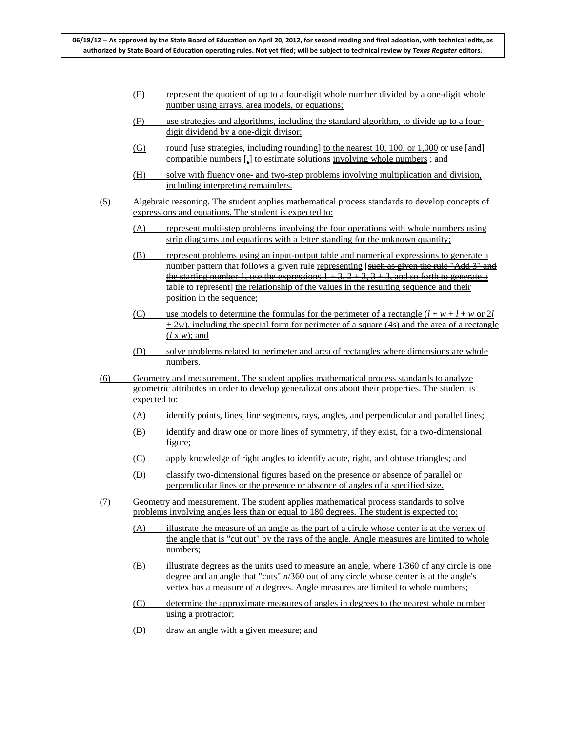(E) represent the quotient of up to a four-digit whole number divided by a one-digit whole number using arrays, area models, or equations;

(F) use strategies and algorithms, including the standard algorithm, to divide up to a four-digit dividend by a one-digit divisor;

(G) round [~~use strategies, including rounding~~] to the nearest 10, 100, or 1,000 or use [~~and~~] compatible numbers [~~,~~] to estimate solutions involving whole numbers ; and

(H) solve with fluency one- and two-step problems involving multiplication and division, including interpreting remainders.

(5) Algebraic reasoning. The student applies mathematical process standards to develop concepts of expressions and equations. The student is expected to:

(A) represent multi-step problems involving the four operations with whole numbers using strip diagrams and equations with a letter standing for the unknown quantity;

(B) represent problems using an input-output table and numerical expressions to generate a number pattern that follows a given rule representing [~~such as given the rule "Add 3" and the starting number 1, use the expressions 1 + 3, 2 + 3, 3 + 3, and so forth to generate a table to represent~~] the relationship of the values in the resulting sequence and their position in the sequence;

(C) use models to determine the formulas for the perimeter of a rectangle ($l + w + l + w$ or $2l + 2w$), including the special form for perimeter of a square ($4s$) and the area of a rectangle ($l \times w$); and

(D) solve problems related to perimeter and area of rectangles where dimensions are whole numbers.

(6) Geometry and measurement. The student applies mathematical process standards to analyze geometric attributes in order to develop generalizations about their properties. The student is expected to:

(A) identify points, lines, line segments, rays, angles, and perpendicular and parallel lines;

(B) identify and draw one or more lines of symmetry, if they exist, for a two-dimensional figure;

(C) apply knowledge of right angles to identify acute, right, and obtuse triangles; and

(D) classify two-dimensional figures based on the presence or absence of parallel or perpendicular lines or the presence or absence of angles of a specified size.

(7) Geometry and measurement. The student applies mathematical process standards to solve problems involving angles less than or equal to 180 degrees. The student is expected to:

(A) illustrate the measure of an angle as the part of a circle whose center is at the vertex of the angle that is "cut out" by the rays of the angle. Angle measures are limited to whole numbers;

(B) illustrate degrees as the units used to measure an angle, where 1/360 of any circle is one degree and an angle that "cuts" $n$/360 out of any circle whose center is at the angle's vertex has a measure of $n$ degrees. Angle measures are limited to whole numbers;

(C) determine the approximate measures of angles in degrees to the nearest whole number using a protractor;

(D) draw an angle with a given measure; and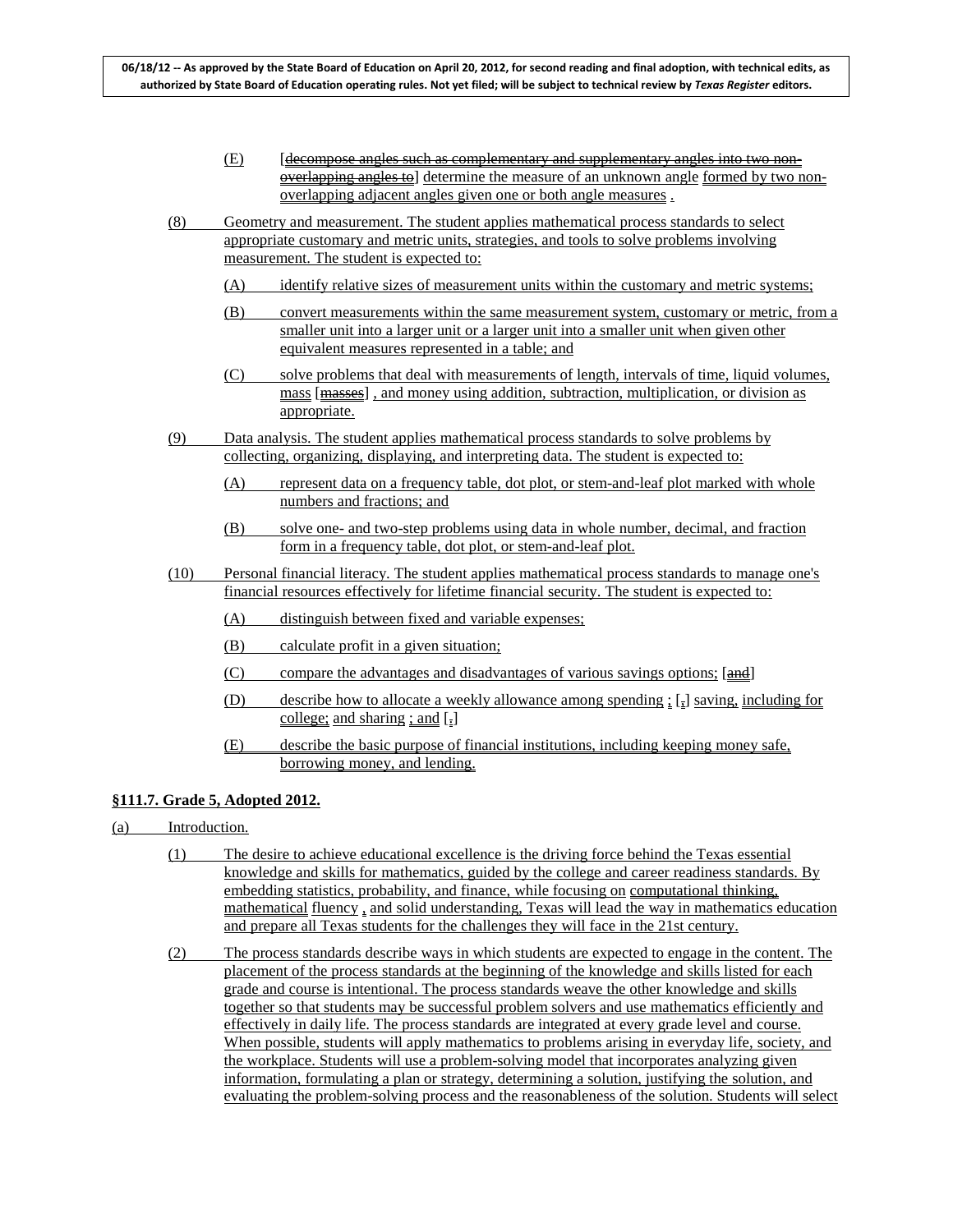(E) [decompose angles such as complementary and supplementary angles into two non-overlapping angles to] determine the measure of an unknown angle formed by two non-overlapping adjacent angles given one or both angle measures .

(8) Geometry and measurement. The student applies mathematical process standards to select appropriate customary and metric units, strategies, and tools to solve problems involving measurement. The student is expected to:

(A) identify relative sizes of measurement units within the customary and metric systems;

(B) convert measurements within the same measurement system, customary or metric, from a smaller unit into a larger unit or a larger unit into a smaller unit when given other equivalent measures represented in a table; and

(C) solve problems that deal with measurements of length, intervals of time, liquid volumes, mass [masses] , and money using addition, subtraction, multiplication, or division as appropriate.

(9) Data analysis. The student applies mathematical process standards to solve problems by collecting, organizing, displaying, and interpreting data. The student is expected to:

(A) represent data on a frequency table, dot plot, or stem-and-leaf plot marked with whole numbers and fractions; and

(B) solve one- and two-step problems using data in whole number, decimal, and fraction form in a frequency table, dot plot, or stem-and-leaf plot.

(10) Personal financial literacy. The student applies mathematical process standards to manage one's financial resources effectively for lifetime financial security. The student is expected to:

(A) distinguish between fixed and variable expenses;

(B) calculate profit in a given situation;

(C) compare the advantages and disadvantages of various savings options; [and]

(D) describe how to allocate a weekly allowance among spending ; [,] saving, including for college; and sharing ; and [.]

(E) describe the basic purpose of financial institutions, including keeping money safe, borrowing money, and lending.

**§111.7. Grade 5, Adopted 2012.**

(a) Introduction.

(1) The desire to achieve educational excellence is the driving force behind the Texas essential knowledge and skills for mathematics, guided by the college and career readiness standards. By embedding statistics, probability, and finance, while focusing on computational thinking, mathematical fluency , and solid understanding, Texas will lead the way in mathematics education and prepare all Texas students for the challenges they will face in the 21st century.

(2) The process standards describe ways in which students are expected to engage in the content. The placement of the process standards at the beginning of the knowledge and skills listed for each grade and course is intentional. The process standards weave the other knowledge and skills together so that students may be successful problem solvers and use mathematics efficiently and effectively in daily life. The process standards are integrated at every grade level and course. When possible, students will apply mathematics to problems arising in everyday life, society, and the workplace. Students will use a problem-solving model that incorporates analyzing given information, formulating a plan or strategy, determining a solution, justifying the solution, and evaluating the problem-solving process and the reasonableness of the solution. Students will select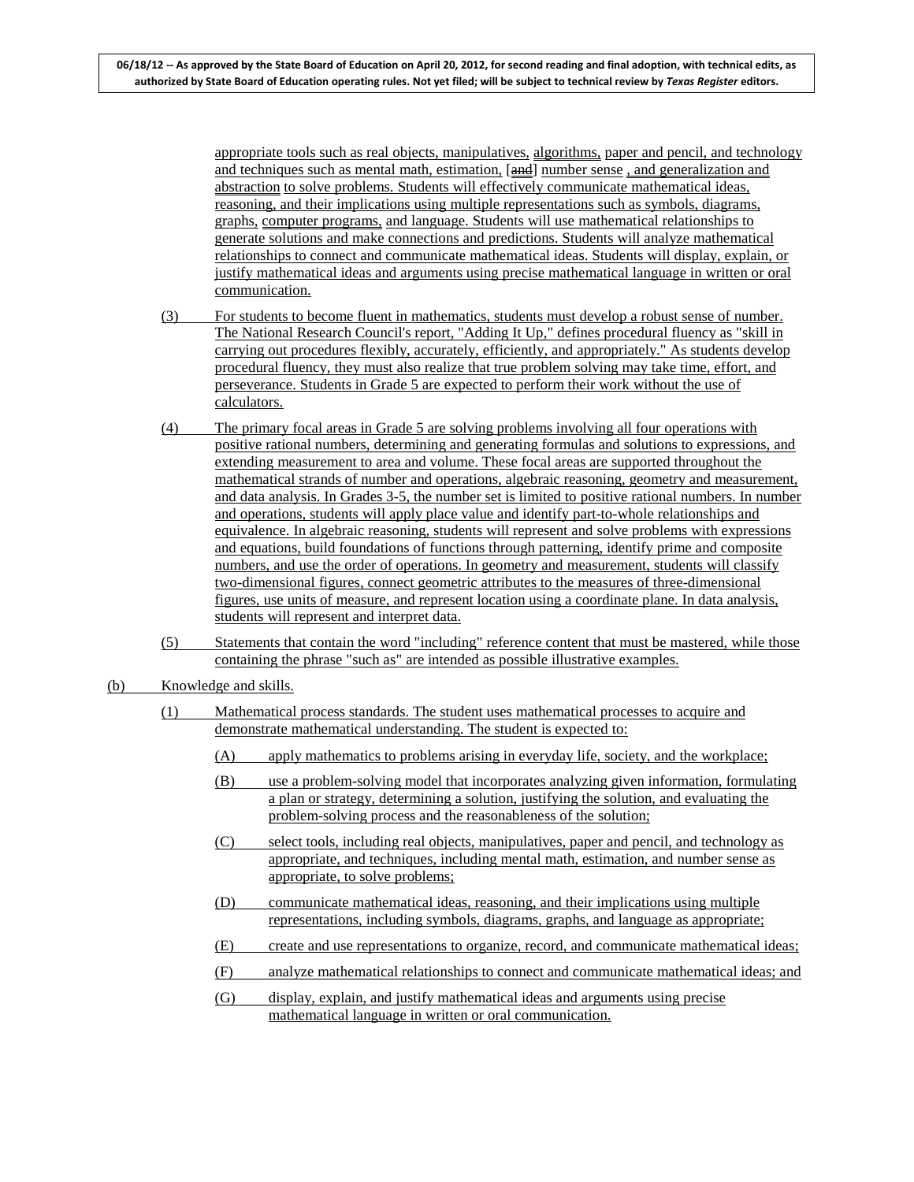appropriate tools such as real objects, manipulatives, algorithms, paper and pencil, and technology and techniques such as mental math, estimation, [and] number sense , and generalization and abstraction to solve problems. Students will effectively communicate mathematical ideas, reasoning, and their implications using multiple representations such as symbols, diagrams, graphs, computer programs, and language. Students will use mathematical relationships to generate solutions and make connections and predictions. Students will analyze mathematical relationships to connect and communicate mathematical ideas. Students will display, explain, or justify mathematical ideas and arguments using precise mathematical language in written or oral communication.

(3) For students to become fluent in mathematics, students must develop a robust sense of number. The National Research Council's report, "Adding It Up," defines procedural fluency as "skill in carrying out procedures flexibly, accurately, efficiently, and appropriately." As students develop procedural fluency, they must also realize that true problem solving may take time, effort, and perseverance. Students in Grade 5 are expected to perform their work without the use of calculators.

(4) The primary focal areas in Grade 5 are solving problems involving all four operations with positive rational numbers, determining and generating formulas and solutions to expressions, and extending measurement to area and volume. These focal areas are supported throughout the mathematical strands of number and operations, algebraic reasoning, geometry and measurement, and data analysis. In Grades 3-5, the number set is limited to positive rational numbers. In number and operations, students will apply place value and identify part-to-whole relationships and equivalence. In algebraic reasoning, students will represent and solve problems with expressions and equations, build foundations of functions through patterning, identify prime and composite numbers, and use the order of operations. In geometry and measurement, students will classify two-dimensional figures, connect geometric attributes to the measures of three-dimensional figures, use units of measure, and represent location using a coordinate plane. In data analysis, students will represent and interpret data.

(5) Statements that contain the word "including" reference content that must be mastered, while those containing the phrase "such as" are intended as possible illustrative examples.

(b) Knowledge and skills.

(1) Mathematical process standards. The student uses mathematical processes to acquire and demonstrate mathematical understanding. The student is expected to:

(A) apply mathematics to problems arising in everyday life, society, and the workplace;

(B) use a problem-solving model that incorporates analyzing given information, formulating a plan or strategy, determining a solution, justifying the solution, and evaluating the problem-solving process and the reasonableness of the solution;

(C) select tools, including real objects, manipulatives, paper and pencil, and technology as appropriate, and techniques, including mental math, estimation, and number sense as appropriate, to solve problems;

(D) communicate mathematical ideas, reasoning, and their implications using multiple representations, including symbols, diagrams, graphs, and language as appropriate;

(E) create and use representations to organize, record, and communicate mathematical ideas;

(F) analyze mathematical relationships to connect and communicate mathematical ideas; and

(G) display, explain, and justify mathematical ideas and arguments using precise mathematical language in written or oral communication.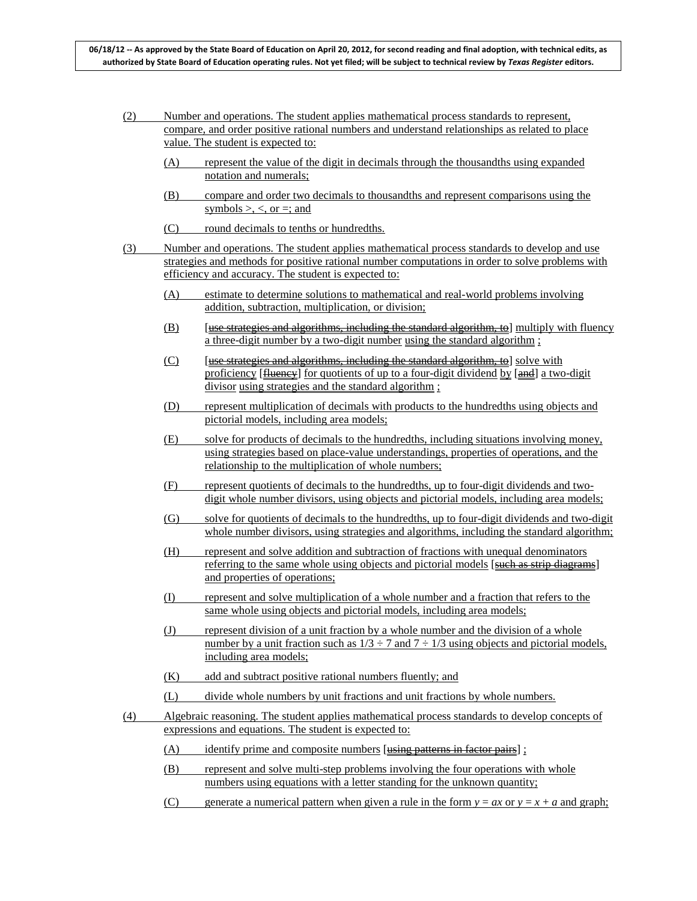(2) Number and operations. The student applies mathematical process standards to represent, compare, and order positive rational numbers and understand relationships as related to place value. The student is expected to:

(A) represent the value of the digit in decimals through the thousandths using expanded notation and numerals;

(B) compare and order two decimals to thousandths and represent comparisons using the symbols >, <, or =; and

(C) round decimals to tenths or hundredths.

(3) Number and operations. The student applies mathematical process standards to develop and use strategies and methods for positive rational number computations in order to solve problems with efficiency and accuracy. The student is expected to:

(A) estimate to determine solutions to mathematical and real-world problems involving addition, subtraction, multiplication, or division;

(B) [~~use strategies and algorithms, including the standard algorithm, to~~] multiply with fluency a three-digit number by a two-digit number using the standard algorithm ;

(C) [~~use strategies and algorithms, including the standard algorithm, to~~] solve with proficiency [~~fluency~~] for quotients of up to a four-digit dividend by [~~and~~] a two-digit divisor using strategies and the standard algorithm ;

(D) represent multiplication of decimals with products to the hundredths using objects and pictorial models, including area models;

(E) solve for products of decimals to the hundredths, including situations involving money, using strategies based on place-value understandings, properties of operations, and the relationship to the multiplication of whole numbers;

(F) represent quotients of decimals to the hundredths, up to four-digit dividends and two-digit whole number divisors, using objects and pictorial models, including area models;

(G) solve for quotients of decimals to the hundredths, up to four-digit dividends and two-digit whole number divisors, using strategies and algorithms, including the standard algorithm;

(H) represent and solve addition and subtraction of fractions with unequal denominators referring to the same whole using objects and pictorial models [~~such as strip diagrams~~] and properties of operations;

(I) represent and solve multiplication of a whole number and a fraction that refers to the same whole using objects and pictorial models, including area models;

(J) represent division of a unit fraction by a whole number and the division of a whole number by a unit fraction such as $1/3 \div 7$ and $7 \div 1/3$ using objects and pictorial models, including area models;

(K) add and subtract positive rational numbers fluently; and

(L) divide whole numbers by unit fractions and unit fractions by whole numbers.

(4) Algebraic reasoning. The student applies mathematical process standards to develop concepts of expressions and equations. The student is expected to:

(A) identify prime and composite numbers [~~using patterns in factor pairs~~] ;

(B) represent and solve multi-step problems involving the four operations with whole numbers using equations with a letter standing for the unknown quantity;

(C) generate a numerical pattern when given a rule in the form $y = ax$ or $y = x + a$ and graph;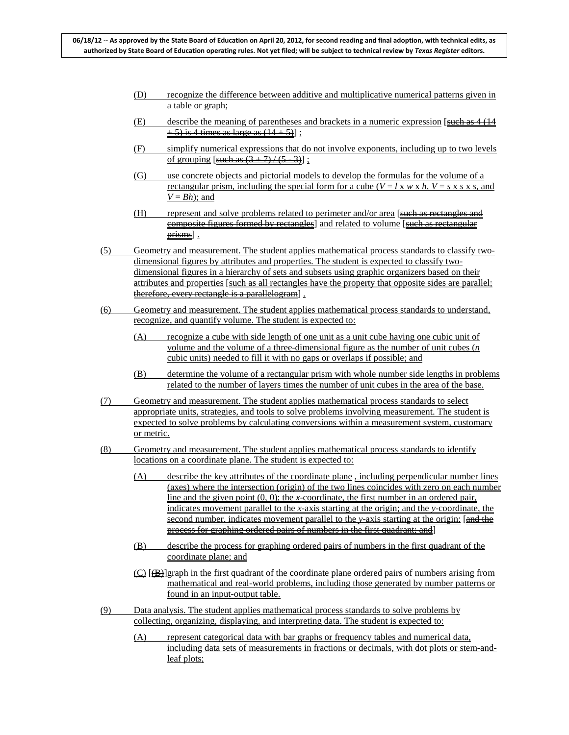(D) recognize the difference between additive and multiplicative numerical patterns given in a table or graph;

(E) describe the meaning of parentheses and brackets in a numeric expression [~~such as 4 (14 + 5) is 4 times as large as (14 + 5)~~] ;

(F) simplify numerical expressions that do not involve exponents, including up to two levels of grouping [~~such as (3 + 7) / (5 - 3)~~] ;

(G) use concrete objects and pictorial models to develop the formulas for the volume of a rectangular prism, including the special form for a cube ($V = l \times w \times h$, $V = s \times s \times s$, and $V = Bh$); and

(H) represent and solve problems related to perimeter and/or area [~~such as rectangles and composite figures formed by rectangles~~] and related to volume [~~such as rectangular prisms~~] .

(5) Geometry and measurement. The student applies mathematical process standards to classify two-dimensional figures by attributes and properties. The student is expected to classify two-dimensional figures in a hierarchy of sets and subsets using graphic organizers based on their attributes and properties [~~such as all rectangles have the property that opposite sides are parallel; therefore, every rectangle is a parallelogram~~] .

(6) Geometry and measurement. The student applies mathematical process standards to understand, recognize, and quantify volume. The student is expected to:

(A) recognize a cube with side length of one unit as a unit cube having one cubic unit of volume and the volume of a three-dimensional figure as the number of unit cubes (*n* cubic units) needed to fill it with no gaps or overlaps if possible; and

(B) determine the volume of a rectangular prism with whole number side lengths in problems related to the number of layers times the number of unit cubes in the area of the base.

(7) Geometry and measurement. The student applies mathematical process standards to select appropriate units, strategies, and tools to solve problems involving measurement. The student is expected to solve problems by calculating conversions within a measurement system, customary or metric.

(8) Geometry and measurement. The student applies mathematical process standards to identify locations on a coordinate plane. The student is expected to:

(A) describe the key attributes of the coordinate plane , including perpendicular number lines (axes) where the intersection (origin) of the two lines coincides with zero on each number line and the given point (0, 0); the *x*-coordinate, the first number in an ordered pair, indicates movement parallel to the *x*-axis starting at the origin; and the *y*-coordinate, the second number, indicates movement parallel to the *y*-axis starting at the origin; [~~and the process for graphing ordered pairs of numbers in the first quadrant; and~~]

(B) describe the process for graphing ordered pairs of numbers in the first quadrant of the coordinate plane; and

(C) [~~(B)~~]graph in the first quadrant of the coordinate plane ordered pairs of numbers arising from mathematical and real-world problems, including those generated by number patterns or found in an input-output table.

(9) Data analysis. The student applies mathematical process standards to solve problems by collecting, organizing, displaying, and interpreting data. The student is expected to:

(A) represent categorical data with bar graphs or frequency tables and numerical data, including data sets of measurements in fractions or decimals, with dot plots or stem-and-leaf plots;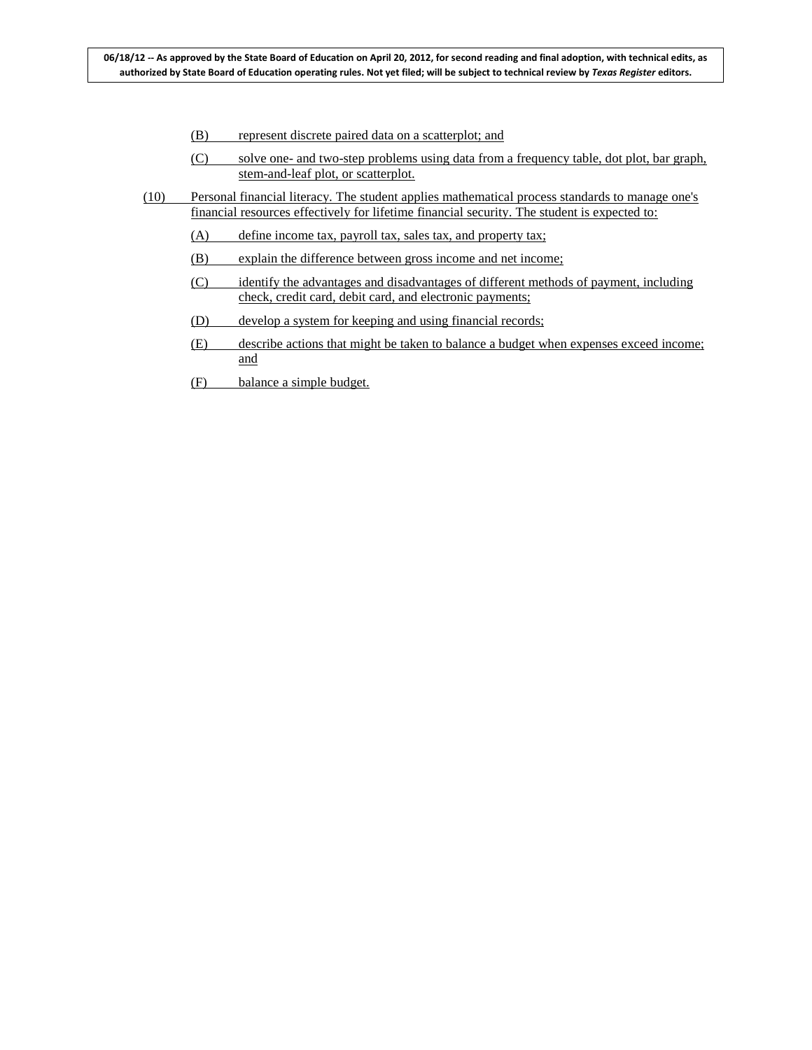(B) represent discrete paired data on a scatterplot; and

(C) solve one- and two-step problems using data from a frequency table, dot plot, bar graph, stem-and-leaf plot, or scatterplot.

(10) Personal financial literacy. The student applies mathematical process standards to manage one's financial resources effectively for lifetime financial security. The student is expected to:

(A) define income tax, payroll tax, sales tax, and property tax;

(B) explain the difference between gross income and net income;

(C) identify the advantages and disadvantages of different methods of payment, including check, credit card, debit card, and electronic payments;

(D) develop a system for keeping and using financial records;

(E) describe actions that might be taken to balance a budget when expenses exceed income; and

(F) balance a simple budget.